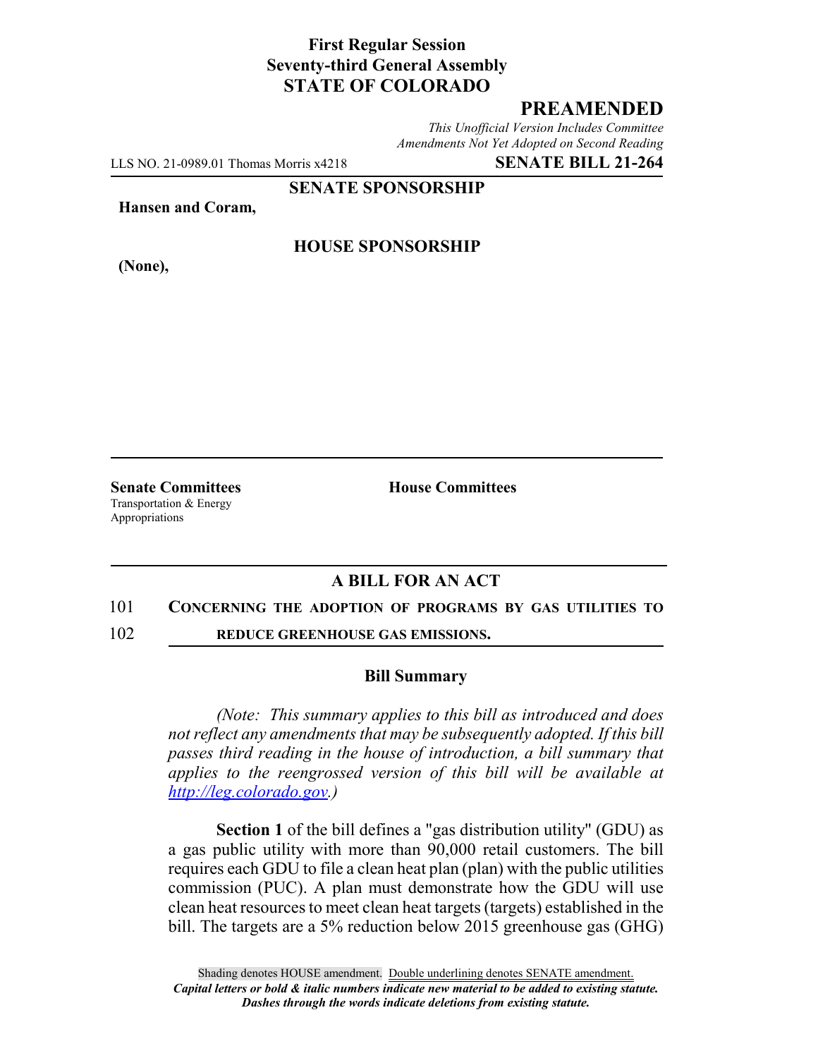**First Regular Session**
**Seventy-third General Assembly**
**STATE OF COLORADO**

# PREAMENDED

*This Unofficial Version Includes Committee Amendments Not Yet Adopted on Second Reading*

LLS NO. 21-0989.01 Thomas Morris x4218 **SENATE BILL 21-264**

**SENATE SPONSORSHIP**

**Hansen and Coram,**

**HOUSE SPONSORSHIP**

**(None),**

**Senate Committees**
Transportation & Energy
Appropriations

**House Committees**

## A BILL FOR AN ACT

101 **CONCERNING THE ADOPTION OF PROGRAMS BY GAS UTILITIES TO**
102 **REDUCE GREENHOUSE GAS EMISSIONS.**

### Bill Summary

*(Note: This summary applies to this bill as introduced and does not reflect any amendments that may be subsequently adopted. If this bill passes third reading in the house of introduction, a bill summary that applies to the reengrossed version of this bill will be available at http://leg.colorado.gov.)*

**Section 1** of the bill defines a "gas distribution utility" (GDU) as a gas public utility with more than 90,000 retail customers. The bill requires each GDU to file a clean heat plan (plan) with the public utilities commission (PUC). A plan must demonstrate how the GDU will use clean heat resources to meet clean heat targets (targets) established in the bill. The targets are a 5% reduction below 2015 greenhouse gas (GHG)

Shading denotes HOUSE amendment. Double underlining denotes SENATE amendment.
***Capital letters or bold & italic numbers indicate new material to be added to existing statute.***
***Dashes through the words indicate deletions from existing statute.***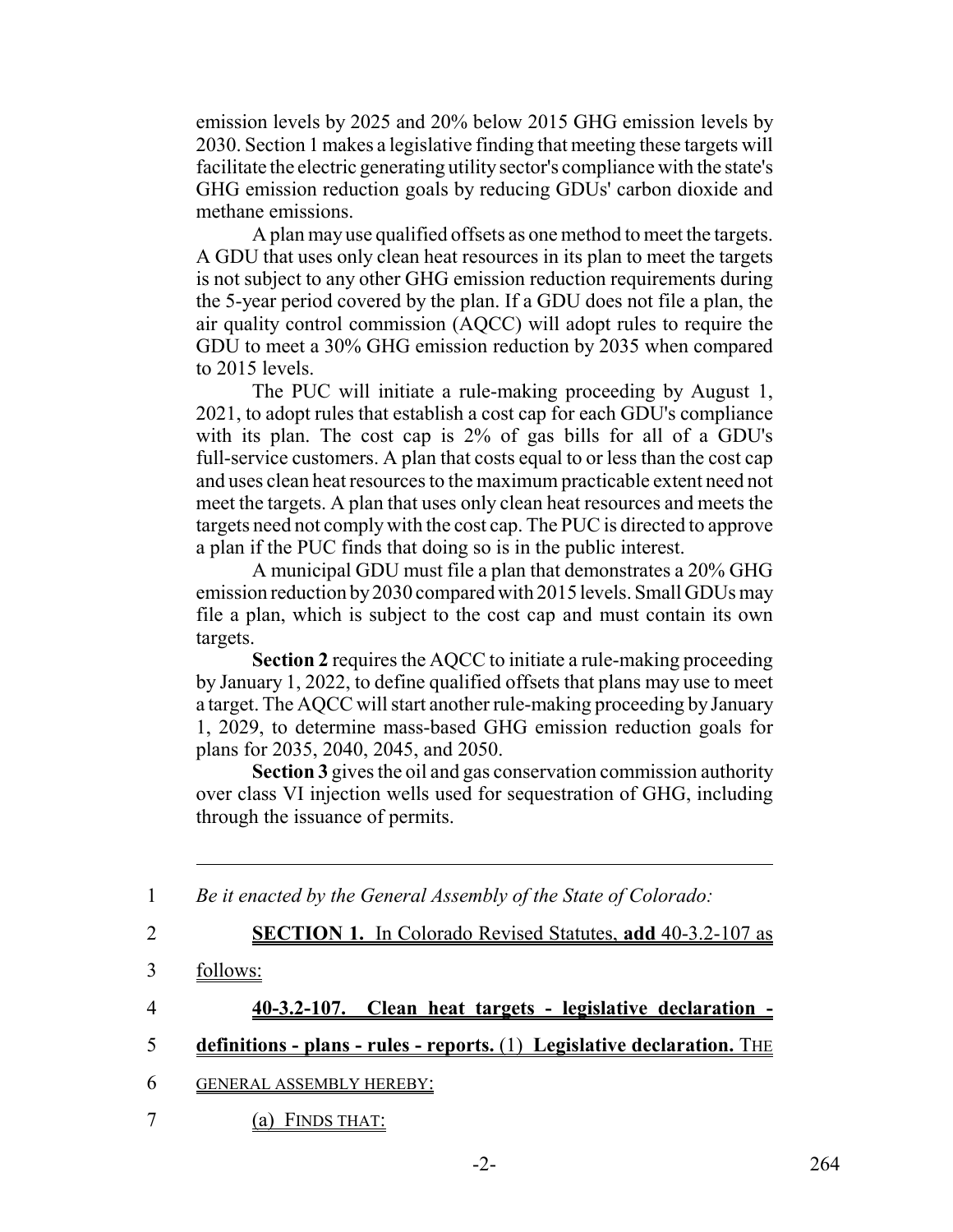emission levels by 2025 and 20% below 2015 GHG emission levels by 2030. Section 1 makes a legislative finding that meeting these targets will facilitate the electric generating utility sector's compliance with the state's GHG emission reduction goals by reducing GDUs' carbon dioxide and methane emissions.

A plan may use qualified offsets as one method to meet the targets. A GDU that uses only clean heat resources in its plan to meet the targets is not subject to any other GHG emission reduction requirements during the 5-year period covered by the plan. If a GDU does not file a plan, the air quality control commission (AQCC) will adopt rules to require the GDU to meet a 30% GHG emission reduction by 2035 when compared to 2015 levels.

The PUC will initiate a rule-making proceeding by August 1, 2021, to adopt rules that establish a cost cap for each GDU's compliance with its plan. The cost cap is 2% of gas bills for all of a GDU's full-service customers. A plan that costs equal to or less than the cost cap and uses clean heat resources to the maximum practicable extent need not meet the targets. A plan that uses only clean heat resources and meets the targets need not comply with the cost cap. The PUC is directed to approve a plan if the PUC finds that doing so is in the public interest.

A municipal GDU must file a plan that demonstrates a 20% GHG emission reduction by 2030 compared with 2015 levels. Small GDUs may file a plan, which is subject to the cost cap and must contain its own targets.

**Section 2** requires the AQCC to initiate a rule-making proceeding by January 1, 2022, to define qualified offsets that plans may use to meet a target. The AQCC will start another rule-making proceeding by January 1, 2029, to determine mass-based GHG emission reduction goals for plans for 2035, 2040, 2045, and 2050.

**Section 3** gives the oil and gas conservation commission authority over class VI injection wells used for sequestration of GHG, including through the issuance of permits.

---

1 *Be it enacted by the General Assembly of the State of Colorado:*

2 **SECTION 1.** In Colorado Revised Statutes, **add** 40-3.2-107 as

3 follows:

4 **40-3.2-107. Clean heat targets - legislative declaration -**

5 **definitions - plans - rules - reports.** (1) **Legislative declaration.** THE

6 GENERAL ASSEMBLY HEREBY:

7 (a) FINDS THAT: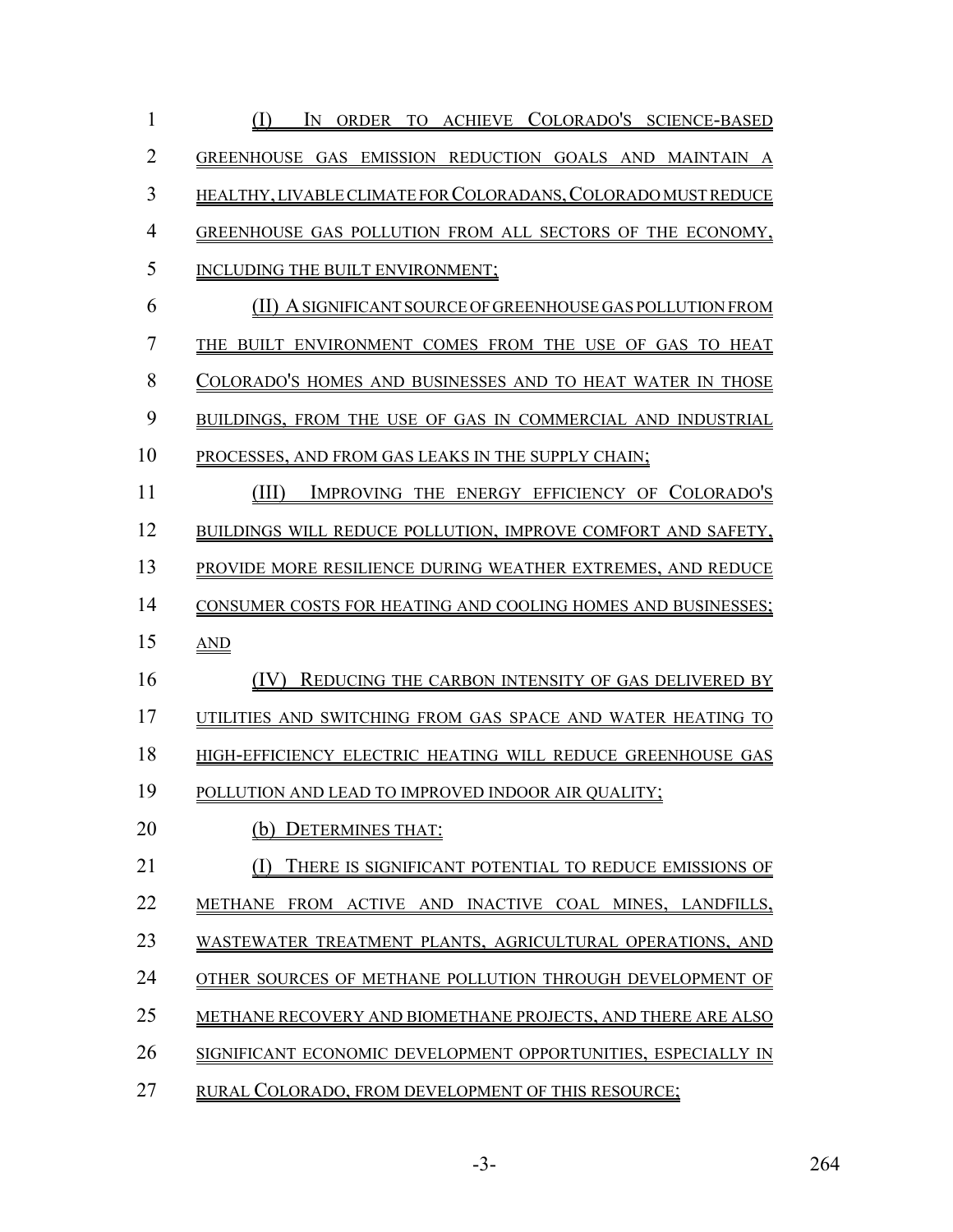(I) IN ORDER TO ACHIEVE COLORADO'S SCIENCE-BASED GREENHOUSE GAS EMISSION REDUCTION GOALS AND MAINTAIN A HEALTHY, LIVABLE CLIMATE FOR COLORADANS, COLORADO MUST REDUCE GREENHOUSE GAS POLLUTION FROM ALL SECTORS OF THE ECONOMY, INCLUDING THE BUILT ENVIRONMENT;

(II) A SIGNIFICANT SOURCE OF GREENHOUSE GAS POLLUTION FROM THE BUILT ENVIRONMENT COMES FROM THE USE OF GAS TO HEAT COLORADO'S HOMES AND BUSINESSES AND TO HEAT WATER IN THOSE BUILDINGS, FROM THE USE OF GAS IN COMMERCIAL AND INDUSTRIAL PROCESSES, AND FROM GAS LEAKS IN THE SUPPLY CHAIN;

(III) IMPROVING THE ENERGY EFFICIENCY OF COLORADO'S BUILDINGS WILL REDUCE POLLUTION, IMPROVE COMFORT AND SAFETY, PROVIDE MORE RESILIENCE DURING WEATHER EXTREMES, AND REDUCE CONSUMER COSTS FOR HEATING AND COOLING HOMES AND BUSINESSES; AND

(IV) REDUCING THE CARBON INTENSITY OF GAS DELIVERED BY UTILITIES AND SWITCHING FROM GAS SPACE AND WATER HEATING TO HIGH-EFFICIENCY ELECTRIC HEATING WILL REDUCE GREENHOUSE GAS POLLUTION AND LEAD TO IMPROVED INDOOR AIR QUALITY;

(b) DETERMINES THAT:

(I) THERE IS SIGNIFICANT POTENTIAL TO REDUCE EMISSIONS OF METHANE FROM ACTIVE AND INACTIVE COAL MINES, LANDFILLS, WASTEWATER TREATMENT PLANTS, AGRICULTURAL OPERATIONS, AND OTHER SOURCES OF METHANE POLLUTION THROUGH DEVELOPMENT OF METHANE RECOVERY AND BIOMETHANE PROJECTS, AND THERE ARE ALSO SIGNIFICANT ECONOMIC DEVELOPMENT OPPORTUNITIES, ESPECIALLY IN RURAL COLORADO, FROM DEVELOPMENT OF THIS RESOURCE;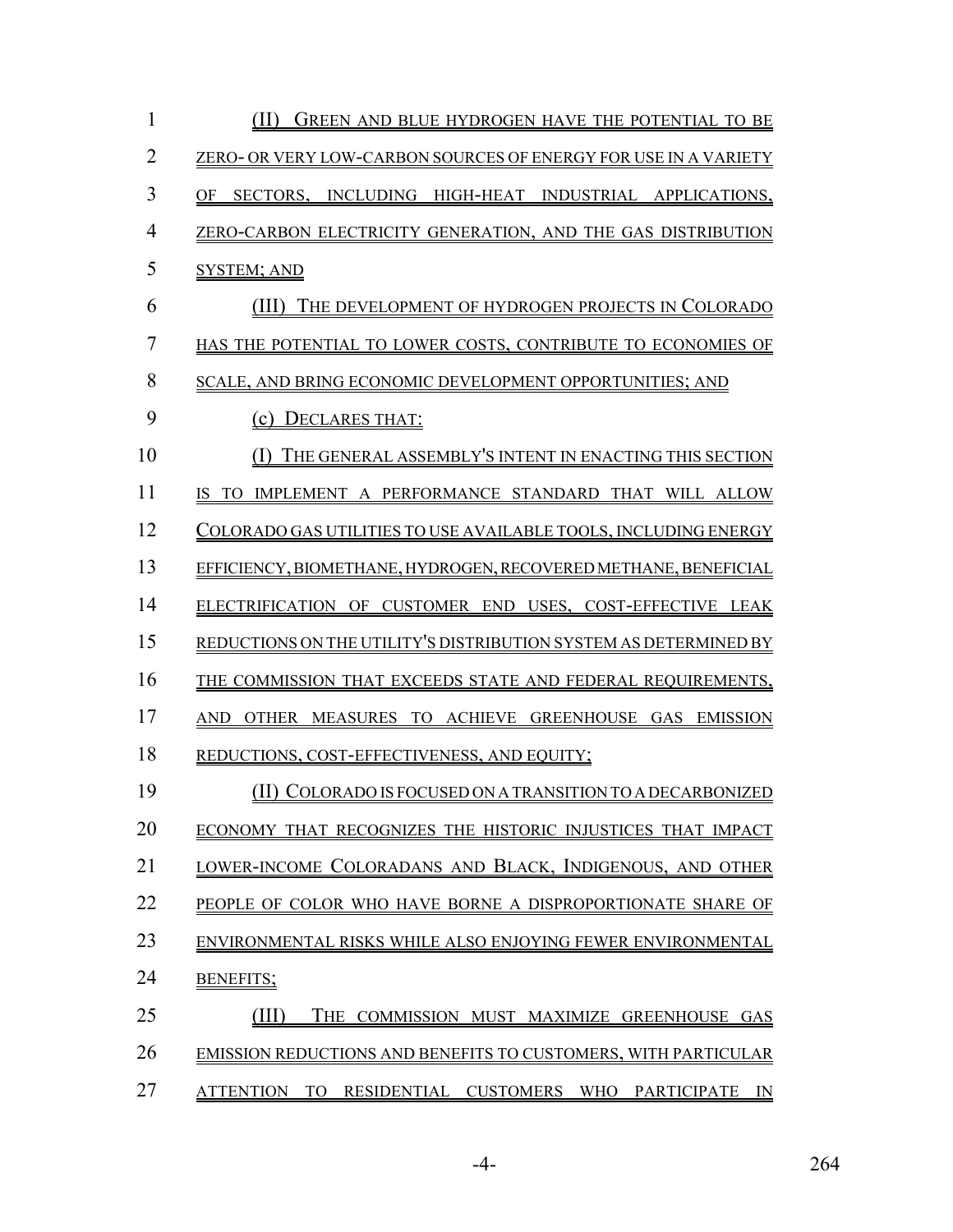(II) GREEN AND BLUE HYDROGEN HAVE THE POTENTIAL TO BE ZERO- OR VERY LOW-CARBON SOURCES OF ENERGY FOR USE IN A VARIETY OF SECTORS, INCLUDING HIGH-HEAT INDUSTRIAL APPLICATIONS, ZERO-CARBON ELECTRICITY GENERATION, AND THE GAS DISTRIBUTION SYSTEM; AND

(III) THE DEVELOPMENT OF HYDROGEN PROJECTS IN COLORADO HAS THE POTENTIAL TO LOWER COSTS, CONTRIBUTE TO ECONOMIES OF SCALE, AND BRING ECONOMIC DEVELOPMENT OPPORTUNITIES; AND

(c) DECLARES THAT:

(I) THE GENERAL ASSEMBLY'S INTENT IN ENACTING THIS SECTION IS TO IMPLEMENT A PERFORMANCE STANDARD THAT WILL ALLOW COLORADO GAS UTILITIES TO USE AVAILABLE TOOLS, INCLUDING ENERGY EFFICIENCY, BIOMETHANE, HYDROGEN, RECOVERED METHANE, BENEFICIAL ELECTRIFICATION OF CUSTOMER END USES, COST-EFFECTIVE LEAK REDUCTIONS ON THE UTILITY'S DISTRIBUTION SYSTEM AS DETERMINED BY THE COMMISSION THAT EXCEEDS STATE AND FEDERAL REQUIREMENTS, AND OTHER MEASURES TO ACHIEVE GREENHOUSE GAS EMISSION REDUCTIONS, COST-EFFECTIVENESS, AND EQUITY;

(II) COLORADO IS FOCUSED ON A TRANSITION TO A DECARBONIZED ECONOMY THAT RECOGNIZES THE HISTORIC INJUSTICES THAT IMPACT LOWER-INCOME COLORADANS AND BLACK, INDIGENOUS, AND OTHER PEOPLE OF COLOR WHO HAVE BORNE A DISPROPORTIONATE SHARE OF ENVIRONMENTAL RISKS WHILE ALSO ENJOYING FEWER ENVIRONMENTAL BENEFITS;

(III) THE COMMISSION MUST MAXIMIZE GREENHOUSE GAS EMISSION REDUCTIONS AND BENEFITS TO CUSTOMERS, WITH PARTICULAR ATTENTION TO RESIDENTIAL CUSTOMERS WHO PARTICIPATE IN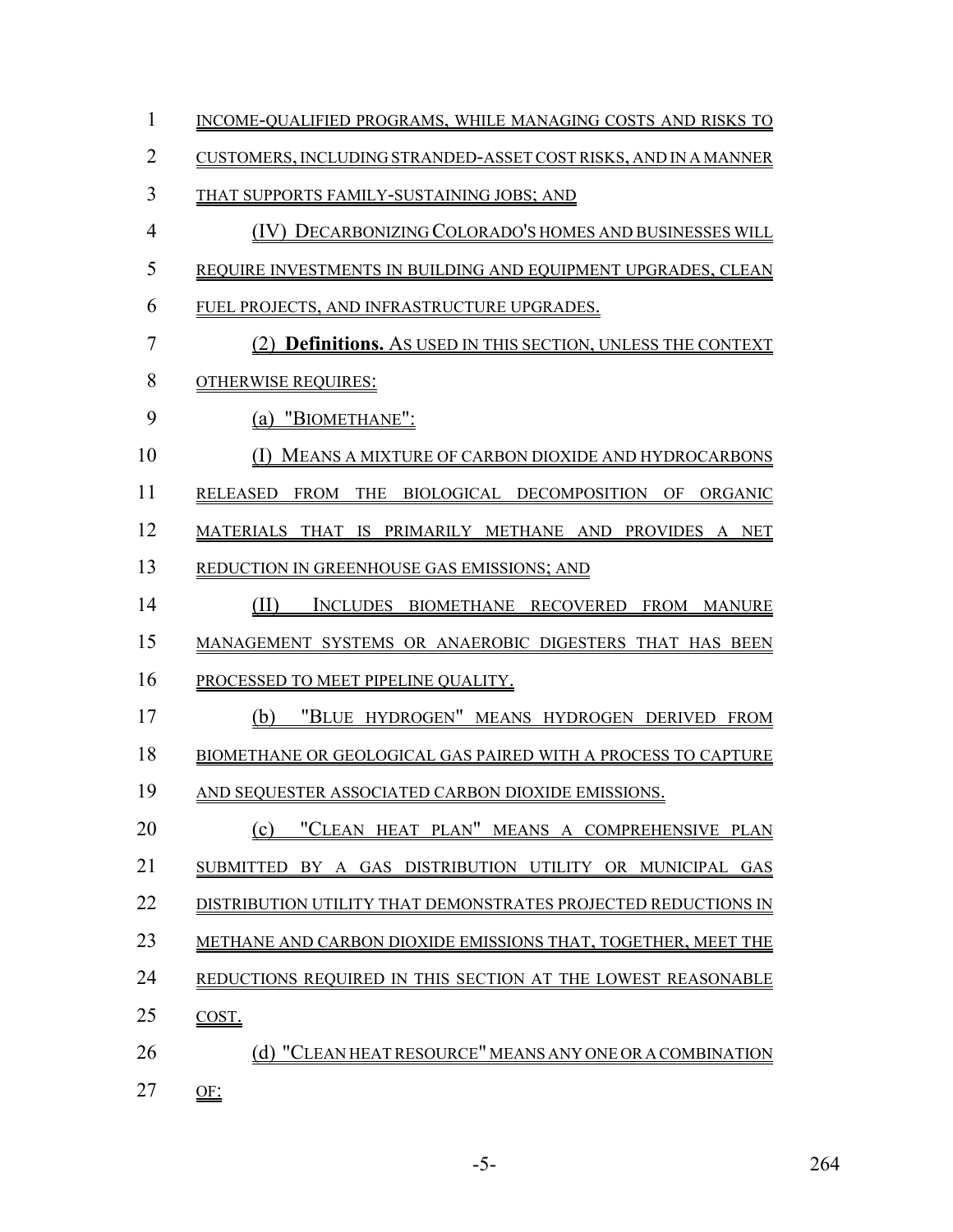INCOME-QUALIFIED PROGRAMS, WHILE MANAGING COSTS AND RISKS TO CUSTOMERS, INCLUDING STRANDED-ASSET COST RISKS, AND IN A MANNER THAT SUPPORTS FAMILY-SUSTAINING JOBS; AND

(IV) DECARBONIZING COLORADO'S HOMES AND BUSINESSES WILL REQUIRE INVESTMENTS IN BUILDING AND EQUIPMENT UPGRADES, CLEAN FUEL PROJECTS, AND INFRASTRUCTURE UPGRADES.

(2) **Definitions.** AS USED IN THIS SECTION, UNLESS THE CONTEXT OTHERWISE REQUIRES:

(a) "BIOMETHANE":

(I) MEANS A MIXTURE OF CARBON DIOXIDE AND HYDROCARBONS RELEASED FROM THE BIOLOGICAL DECOMPOSITION OF ORGANIC MATERIALS THAT IS PRIMARILY METHANE AND PROVIDES A NET REDUCTION IN GREENHOUSE GAS EMISSIONS; AND

(II) INCLUDES BIOMETHANE RECOVERED FROM MANURE MANAGEMENT SYSTEMS OR ANAEROBIC DIGESTERS THAT HAS BEEN PROCESSED TO MEET PIPELINE QUALITY.

(b) "BLUE HYDROGEN" MEANS HYDROGEN DERIVED FROM BIOMETHANE OR GEOLOGICAL GAS PAIRED WITH A PROCESS TO CAPTURE AND SEQUESTER ASSOCIATED CARBON DIOXIDE EMISSIONS.

(c) "CLEAN HEAT PLAN" MEANS A COMPREHENSIVE PLAN SUBMITTED BY A GAS DISTRIBUTION UTILITY OR MUNICIPAL GAS DISTRIBUTION UTILITY THAT DEMONSTRATES PROJECTED REDUCTIONS IN METHANE AND CARBON DIOXIDE EMISSIONS THAT, TOGETHER, MEET THE REDUCTIONS REQUIRED IN THIS SECTION AT THE LOWEST REASONABLE COST.

(d) "CLEAN HEAT RESOURCE" MEANS ANY ONE OR A COMBINATION OF: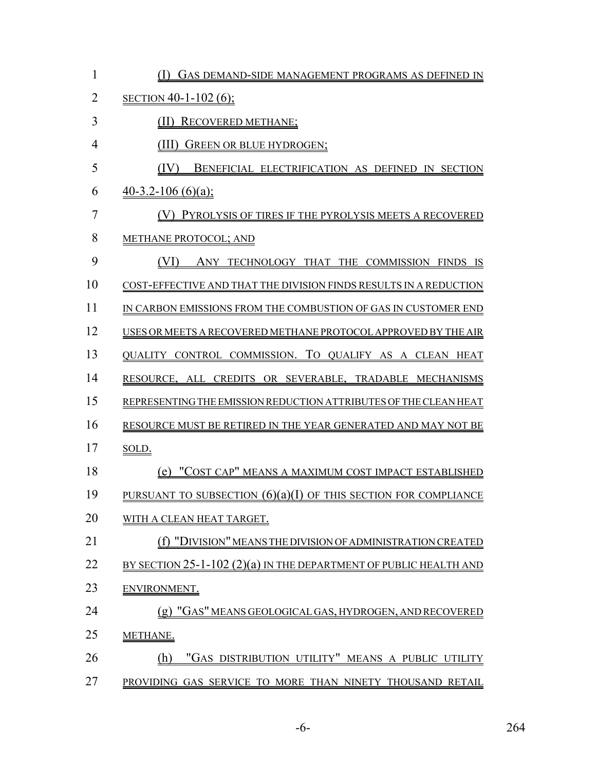(I) GAS DEMAND-SIDE MANAGEMENT PROGRAMS AS DEFINED IN SECTION 40-1-102 (6);

(II) RECOVERED METHANE;

(III) GREEN OR BLUE HYDROGEN;

(IV) BENEFICIAL ELECTRIFICATION AS DEFINED IN SECTION 40-3.2-106 (6)(a);

(V) PYROLYSIS OF TIRES IF THE PYROLYSIS MEETS A RECOVERED METHANE PROTOCOL; AND

(VI) ANY TECHNOLOGY THAT THE COMMISSION FINDS IS COST-EFFECTIVE AND THAT THE DIVISION FINDS RESULTS IN A REDUCTION IN CARBON EMISSIONS FROM THE COMBUSTION OF GAS IN CUSTOMER END USES OR MEETS A RECOVERED METHANE PROTOCOL APPROVED BY THE AIR QUALITY CONTROL COMMISSION. TO QUALIFY AS A CLEAN HEAT RESOURCE, ALL CREDITS OR SEVERABLE, TRADABLE MECHANISMS REPRESENTING THE EMISSION REDUCTION ATTRIBUTES OF THE CLEAN HEAT RESOURCE MUST BE RETIRED IN THE YEAR GENERATED AND MAY NOT BE SOLD.

(e) "COST CAP" MEANS A MAXIMUM COST IMPACT ESTABLISHED PURSUANT TO SUBSECTION (6)(a)(I) OF THIS SECTION FOR COMPLIANCE WITH A CLEAN HEAT TARGET.

(f) "DIVISION" MEANS THE DIVISION OF ADMINISTRATION CREATED BY SECTION 25-1-102 (2)(a) IN THE DEPARTMENT OF PUBLIC HEALTH AND ENVIRONMENT.

(g) "GAS" MEANS GEOLOGICAL GAS, HYDROGEN, AND RECOVERED METHANE.

(h) "GAS DISTRIBUTION UTILITY" MEANS A PUBLIC UTILITY PROVIDING GAS SERVICE TO MORE THAN NINETY THOUSAND RETAIL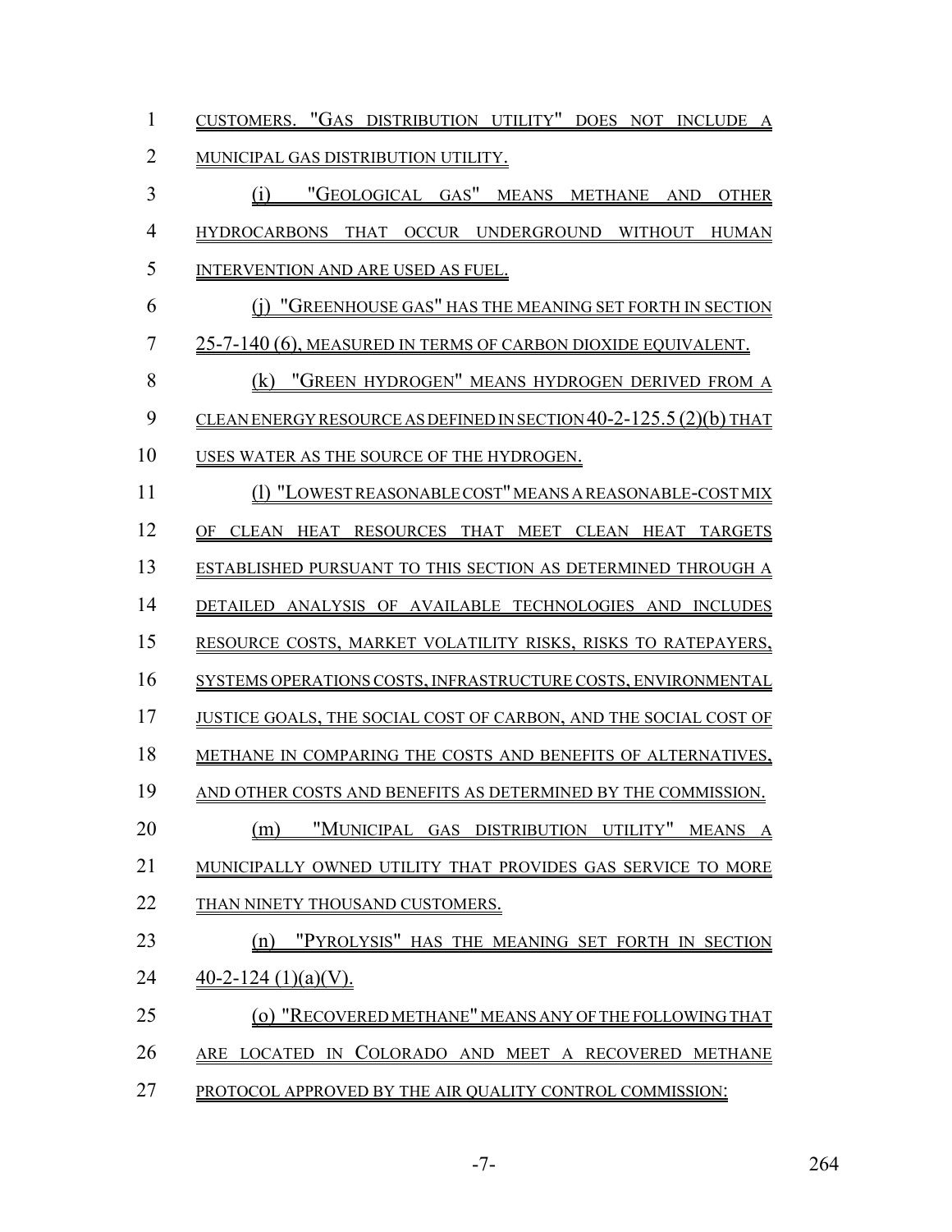CUSTOMERS. "GAS DISTRIBUTION UTILITY" DOES NOT INCLUDE A MUNICIPAL GAS DISTRIBUTION UTILITY.

(i) "GEOLOGICAL GAS" MEANS METHANE AND OTHER HYDROCARBONS THAT OCCUR UNDERGROUND WITHOUT HUMAN INTERVENTION AND ARE USED AS FUEL.

(j) "GREENHOUSE GAS" HAS THE MEANING SET FORTH IN SECTION 25-7-140 (6), MEASURED IN TERMS OF CARBON DIOXIDE EQUIVALENT.

(k) "GREEN HYDROGEN" MEANS HYDROGEN DERIVED FROM A CLEAN ENERGY RESOURCE AS DEFINED IN SECTION 40-2-125.5 (2)(b) THAT USES WATER AS THE SOURCE OF THE HYDROGEN.

(l) "LOWEST REASONABLE COST" MEANS A REASONABLE-COST MIX OF CLEAN HEAT RESOURCES THAT MEET CLEAN HEAT TARGETS ESTABLISHED PURSUANT TO THIS SECTION AS DETERMINED THROUGH A DETAILED ANALYSIS OF AVAILABLE TECHNOLOGIES AND INCLUDES RESOURCE COSTS, MARKET VOLATILITY RISKS, RISKS TO RATEPAYERS, SYSTEMS OPERATIONS COSTS, INFRASTRUCTURE COSTS, ENVIRONMENTAL JUSTICE GOALS, THE SOCIAL COST OF CARBON, AND THE SOCIAL COST OF METHANE IN COMPARING THE COSTS AND BENEFITS OF ALTERNATIVES, AND OTHER COSTS AND BENEFITS AS DETERMINED BY THE COMMISSION.

(m) "MUNICIPAL GAS DISTRIBUTION UTILITY" MEANS A MUNICIPALLY OWNED UTILITY THAT PROVIDES GAS SERVICE TO MORE THAN NINETY THOUSAND CUSTOMERS.

(n) "PYROLYSIS" HAS THE MEANING SET FORTH IN SECTION 40-2-124 (1)(a)(V).

(o) "RECOVERED METHANE" MEANS ANY OF THE FOLLOWING THAT ARE LOCATED IN COLORADO AND MEET A RECOVERED METHANE PROTOCOL APPROVED BY THE AIR QUALITY CONTROL COMMISSION: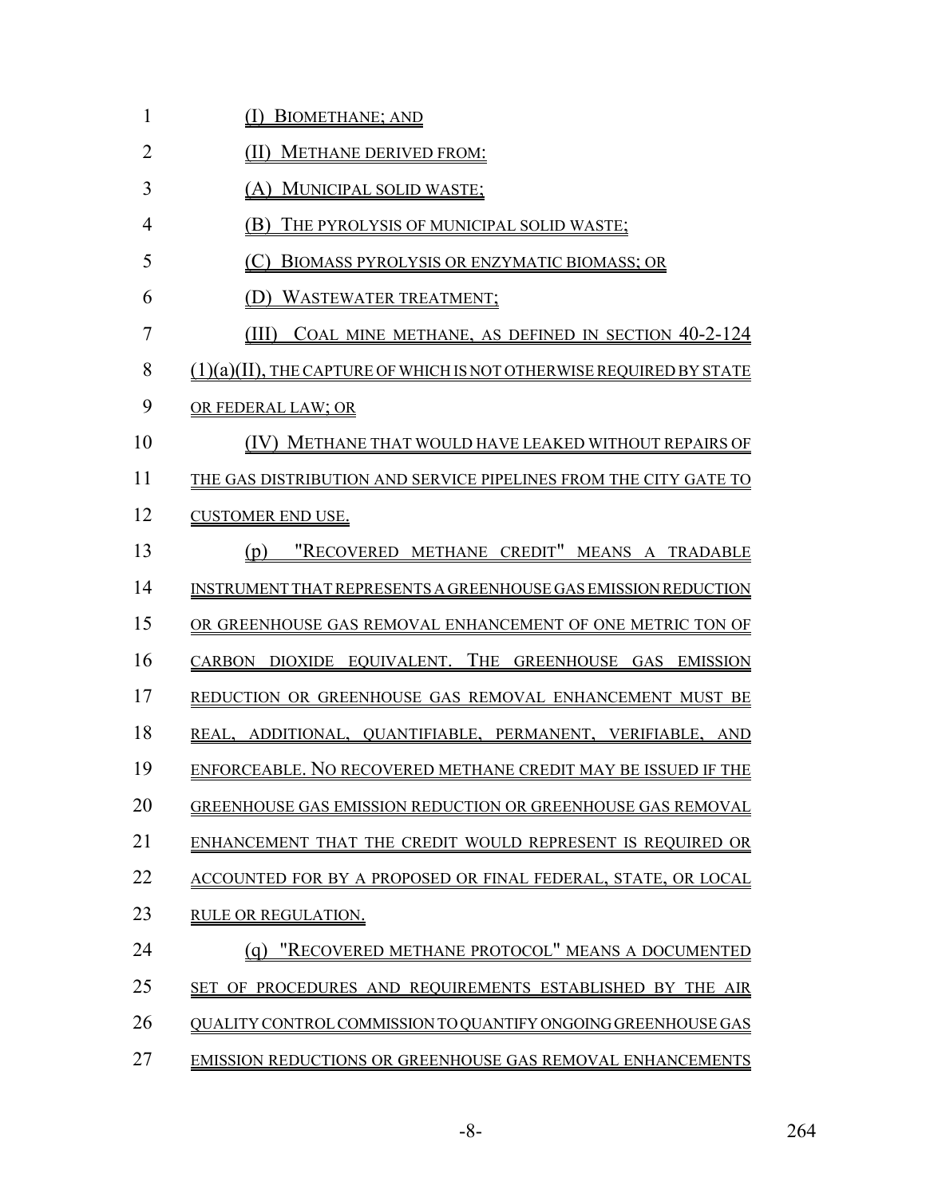(I) BIOMETHANE; AND

(II) METHANE DERIVED FROM:

(A) MUNICIPAL SOLID WASTE;

(B) THE PYROLYSIS OF MUNICIPAL SOLID WASTE;

(C) BIOMASS PYROLYSIS OR ENZYMATIC BIOMASS; OR

(D) WASTEWATER TREATMENT;

(III) COAL MINE METHANE, AS DEFINED IN SECTION 40-2-124 (1)(a)(II), THE CAPTURE OF WHICH IS NOT OTHERWISE REQUIRED BY STATE OR FEDERAL LAW; OR

(IV) METHANE THAT WOULD HAVE LEAKED WITHOUT REPAIRS OF THE GAS DISTRIBUTION AND SERVICE PIPELINES FROM THE CITY GATE TO CUSTOMER END USE.

(p) "RECOVERED METHANE CREDIT" MEANS A TRADABLE INSTRUMENT THAT REPRESENTS A GREENHOUSE GAS EMISSION REDUCTION OR GREENHOUSE GAS REMOVAL ENHANCEMENT OF ONE METRIC TON OF CARBON DIOXIDE EQUIVALENT. THE GREENHOUSE GAS EMISSION REDUCTION OR GREENHOUSE GAS REMOVAL ENHANCEMENT MUST BE REAL, ADDITIONAL, QUANTIFIABLE, PERMANENT, VERIFIABLE, AND ENFORCEABLE. NO RECOVERED METHANE CREDIT MAY BE ISSUED IF THE GREENHOUSE GAS EMISSION REDUCTION OR GREENHOUSE GAS REMOVAL ENHANCEMENT THAT THE CREDIT WOULD REPRESENT IS REQUIRED OR ACCOUNTED FOR BY A PROPOSED OR FINAL FEDERAL, STATE, OR LOCAL RULE OR REGULATION.

(q) "RECOVERED METHANE PROTOCOL" MEANS A DOCUMENTED SET OF PROCEDURES AND REQUIREMENTS ESTABLISHED BY THE AIR QUALITY CONTROL COMMISSION TO QUANTIFY ONGOING GREENHOUSE GAS EMISSION REDUCTIONS OR GREENHOUSE GAS REMOVAL ENHANCEMENTS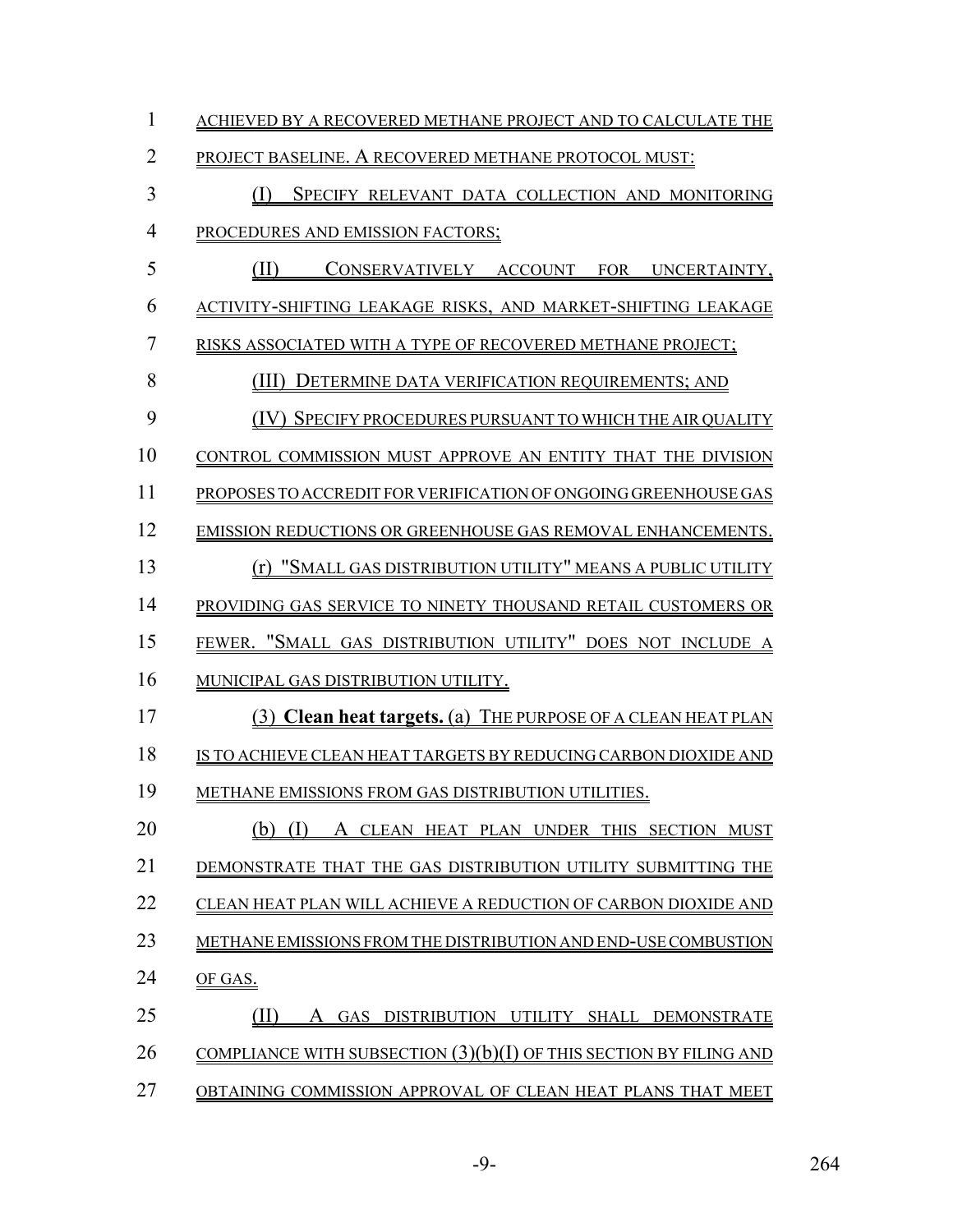ACHIEVED BY A RECOVERED METHANE PROJECT AND TO CALCULATE THE PROJECT BASELINE. A RECOVERED METHANE PROTOCOL MUST:

(I) SPECIFY RELEVANT DATA COLLECTION AND MONITORING PROCEDURES AND EMISSION FACTORS;

(II) CONSERVATIVELY ACCOUNT FOR UNCERTAINTY, ACTIVITY-SHIFTING LEAKAGE RISKS, AND MARKET-SHIFTING LEAKAGE RISKS ASSOCIATED WITH A TYPE OF RECOVERED METHANE PROJECT;

(III) DETERMINE DATA VERIFICATION REQUIREMENTS; AND

(IV) SPECIFY PROCEDURES PURSUANT TO WHICH THE AIR QUALITY CONTROL COMMISSION MUST APPROVE AN ENTITY THAT THE DIVISION PROPOSES TO ACCREDIT FOR VERIFICATION OF ONGOING GREENHOUSE GAS EMISSION REDUCTIONS OR GREENHOUSE GAS REMOVAL ENHANCEMENTS.

(r) "SMALL GAS DISTRIBUTION UTILITY" MEANS A PUBLIC UTILITY PROVIDING GAS SERVICE TO NINETY THOUSAND RETAIL CUSTOMERS OR FEWER. "SMALL GAS DISTRIBUTION UTILITY" DOES NOT INCLUDE A MUNICIPAL GAS DISTRIBUTION UTILITY.

(3) **Clean heat targets.** (a) THE PURPOSE OF A CLEAN HEAT PLAN IS TO ACHIEVE CLEAN HEAT TARGETS BY REDUCING CARBON DIOXIDE AND METHANE EMISSIONS FROM GAS DISTRIBUTION UTILITIES.

(b) (I) A CLEAN HEAT PLAN UNDER THIS SECTION MUST DEMONSTRATE THAT THE GAS DISTRIBUTION UTILITY SUBMITTING THE CLEAN HEAT PLAN WILL ACHIEVE A REDUCTION OF CARBON DIOXIDE AND METHANE EMISSIONS FROM THE DISTRIBUTION AND END-USE COMBUSTION OF GAS.

(II) A GAS DISTRIBUTION UTILITY SHALL DEMONSTRATE COMPLIANCE WITH SUBSECTION (3)(b)(I) OF THIS SECTION BY FILING AND OBTAINING COMMISSION APPROVAL OF CLEAN HEAT PLANS THAT MEET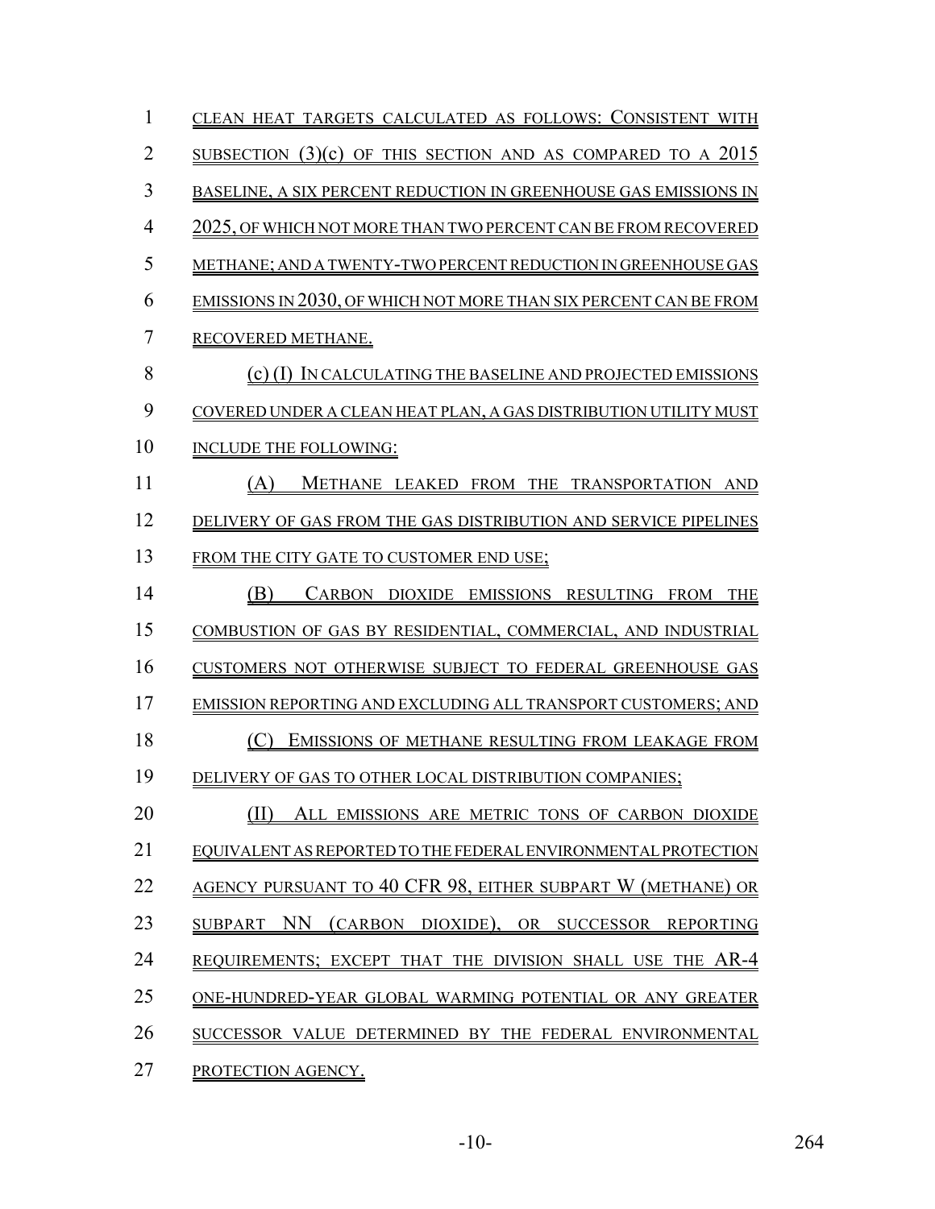CLEAN HEAT TARGETS CALCULATED AS FOLLOWS: CONSISTENT WITH SUBSECTION (3)(c) OF THIS SECTION AND AS COMPARED TO A 2015 BASELINE, A SIX PERCENT REDUCTION IN GREENHOUSE GAS EMISSIONS IN 2025, OF WHICH NOT MORE THAN TWO PERCENT CAN BE FROM RECOVERED METHANE; AND A TWENTY-TWO PERCENT REDUCTION IN GREENHOUSE GAS EMISSIONS IN 2030, OF WHICH NOT MORE THAN SIX PERCENT CAN BE FROM RECOVERED METHANE.

(c) (I) IN CALCULATING THE BASELINE AND PROJECTED EMISSIONS COVERED UNDER A CLEAN HEAT PLAN, A GAS DISTRIBUTION UTILITY MUST INCLUDE THE FOLLOWING:

(A) METHANE LEAKED FROM THE TRANSPORTATION AND DELIVERY OF GAS FROM THE GAS DISTRIBUTION AND SERVICE PIPELINES FROM THE CITY GATE TO CUSTOMER END USE;

(B) CARBON DIOXIDE EMISSIONS RESULTING FROM THE COMBUSTION OF GAS BY RESIDENTIAL, COMMERCIAL, AND INDUSTRIAL CUSTOMERS NOT OTHERWISE SUBJECT TO FEDERAL GREENHOUSE GAS EMISSION REPORTING AND EXCLUDING ALL TRANSPORT CUSTOMERS; AND

(C) EMISSIONS OF METHANE RESULTING FROM LEAKAGE FROM DELIVERY OF GAS TO OTHER LOCAL DISTRIBUTION COMPANIES;

(II) ALL EMISSIONS ARE METRIC TONS OF CARBON DIOXIDE EQUIVALENT AS REPORTED TO THE FEDERAL ENVIRONMENTAL PROTECTION AGENCY PURSUANT TO 40 CFR 98, EITHER SUBPART W (METHANE) OR SUBPART NN (CARBON DIOXIDE), OR SUCCESSOR REPORTING REQUIREMENTS; EXCEPT THAT THE DIVISION SHALL USE THE AR-4 ONE-HUNDRED-YEAR GLOBAL WARMING POTENTIAL OR ANY GREATER SUCCESSOR VALUE DETERMINED BY THE FEDERAL ENVIRONMENTAL PROTECTION AGENCY.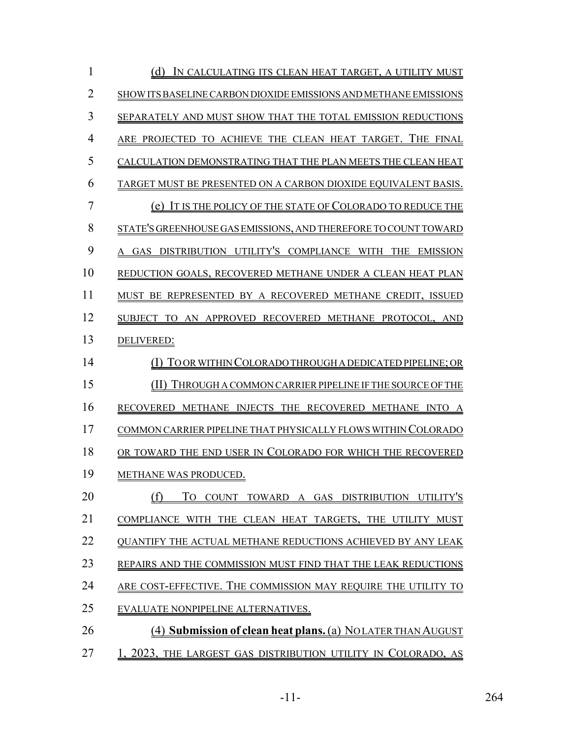(d) IN CALCULATING ITS CLEAN HEAT TARGET, A UTILITY MUST SHOW ITS BASELINE CARBON DIOXIDE EMISSIONS AND METHANE EMISSIONS SEPARATELY AND MUST SHOW THAT THE TOTAL EMISSION REDUCTIONS ARE PROJECTED TO ACHIEVE THE CLEAN HEAT TARGET. THE FINAL CALCULATION DEMONSTRATING THAT THE PLAN MEETS THE CLEAN HEAT TARGET MUST BE PRESENTED ON A CARBON DIOXIDE EQUIVALENT BASIS.

(e) IT IS THE POLICY OF THE STATE OF COLORADO TO REDUCE THE STATE'S GREENHOUSE GAS EMISSIONS, AND THEREFORE TO COUNT TOWARD A GAS DISTRIBUTION UTILITY'S COMPLIANCE WITH THE EMISSION REDUCTION GOALS, RECOVERED METHANE UNDER A CLEAN HEAT PLAN MUST BE REPRESENTED BY A RECOVERED METHANE CREDIT, ISSUED SUBJECT TO AN APPROVED RECOVERED METHANE PROTOCOL, AND DELIVERED:

(I) TO OR WITHIN COLORADO THROUGH A DEDICATED PIPELINE; OR

(II) THROUGH A COMMON CARRIER PIPELINE IF THE SOURCE OF THE RECOVERED METHANE INJECTS THE RECOVERED METHANE INTO A COMMON CARRIER PIPELINE THAT PHYSICALLY FLOWS WITHIN COLORADO OR TOWARD THE END USER IN COLORADO FOR WHICH THE RECOVERED METHANE WAS PRODUCED.

(f) TO COUNT TOWARD A GAS DISTRIBUTION UTILITY'S COMPLIANCE WITH THE CLEAN HEAT TARGETS, THE UTILITY MUST QUANTIFY THE ACTUAL METHANE REDUCTIONS ACHIEVED BY ANY LEAK REPAIRS AND THE COMMISSION MUST FIND THAT THE LEAK REDUCTIONS ARE COST-EFFECTIVE. THE COMMISSION MAY REQUIRE THE UTILITY TO EVALUATE NONPIPELINE ALTERNATIVES.

(4) **Submission of clean heat plans.** (a) NO LATER THAN AUGUST 1, 2023, THE LARGEST GAS DISTRIBUTION UTILITY IN COLORADO, AS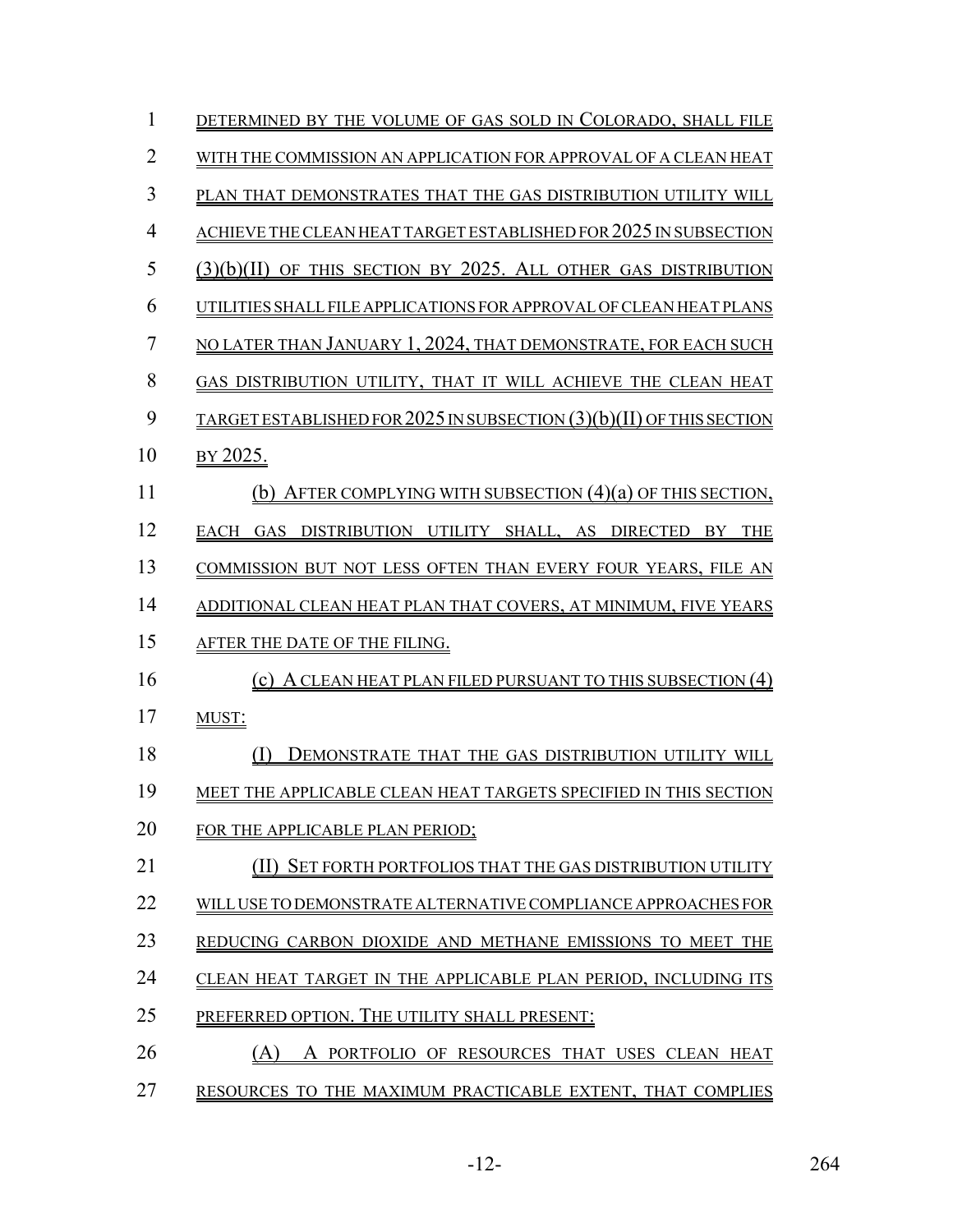DETERMINED BY THE VOLUME OF GAS SOLD IN COLORADO, SHALL FILE WITH THE COMMISSION AN APPLICATION FOR APPROVAL OF A CLEAN HEAT PLAN THAT DEMONSTRATES THAT THE GAS DISTRIBUTION UTILITY WILL ACHIEVE THE CLEAN HEAT TARGET ESTABLISHED FOR 2025 IN SUBSECTION (3)(b)(II) OF THIS SECTION BY 2025. ALL OTHER GAS DISTRIBUTION UTILITIES SHALL FILE APPLICATIONS FOR APPROVAL OF CLEAN HEAT PLANS NO LATER THAN JANUARY 1, 2024, THAT DEMONSTRATE, FOR EACH SUCH GAS DISTRIBUTION UTILITY, THAT IT WILL ACHIEVE THE CLEAN HEAT TARGET ESTABLISHED FOR 2025 IN SUBSECTION (3)(b)(II) OF THIS SECTION BY 2025.

(b) AFTER COMPLYING WITH SUBSECTION (4)(a) OF THIS SECTION, EACH GAS DISTRIBUTION UTILITY SHALL, AS DIRECTED BY THE COMMISSION BUT NOT LESS OFTEN THAN EVERY FOUR YEARS, FILE AN ADDITIONAL CLEAN HEAT PLAN THAT COVERS, AT MINIMUM, FIVE YEARS AFTER THE DATE OF THE FILING.

(c) A CLEAN HEAT PLAN FILED PURSUANT TO THIS SUBSECTION (4) MUST:

(I) DEMONSTRATE THAT THE GAS DISTRIBUTION UTILITY WILL MEET THE APPLICABLE CLEAN HEAT TARGETS SPECIFIED IN THIS SECTION FOR THE APPLICABLE PLAN PERIOD;

(II) SET FORTH PORTFOLIOS THAT THE GAS DISTRIBUTION UTILITY WILL USE TO DEMONSTRATE ALTERNATIVE COMPLIANCE APPROACHES FOR REDUCING CARBON DIOXIDE AND METHANE EMISSIONS TO MEET THE CLEAN HEAT TARGET IN THE APPLICABLE PLAN PERIOD, INCLUDING ITS PREFERRED OPTION. THE UTILITY SHALL PRESENT:

(A) A PORTFOLIO OF RESOURCES THAT USES CLEAN HEAT RESOURCES TO THE MAXIMUM PRACTICABLE EXTENT, THAT COMPLIES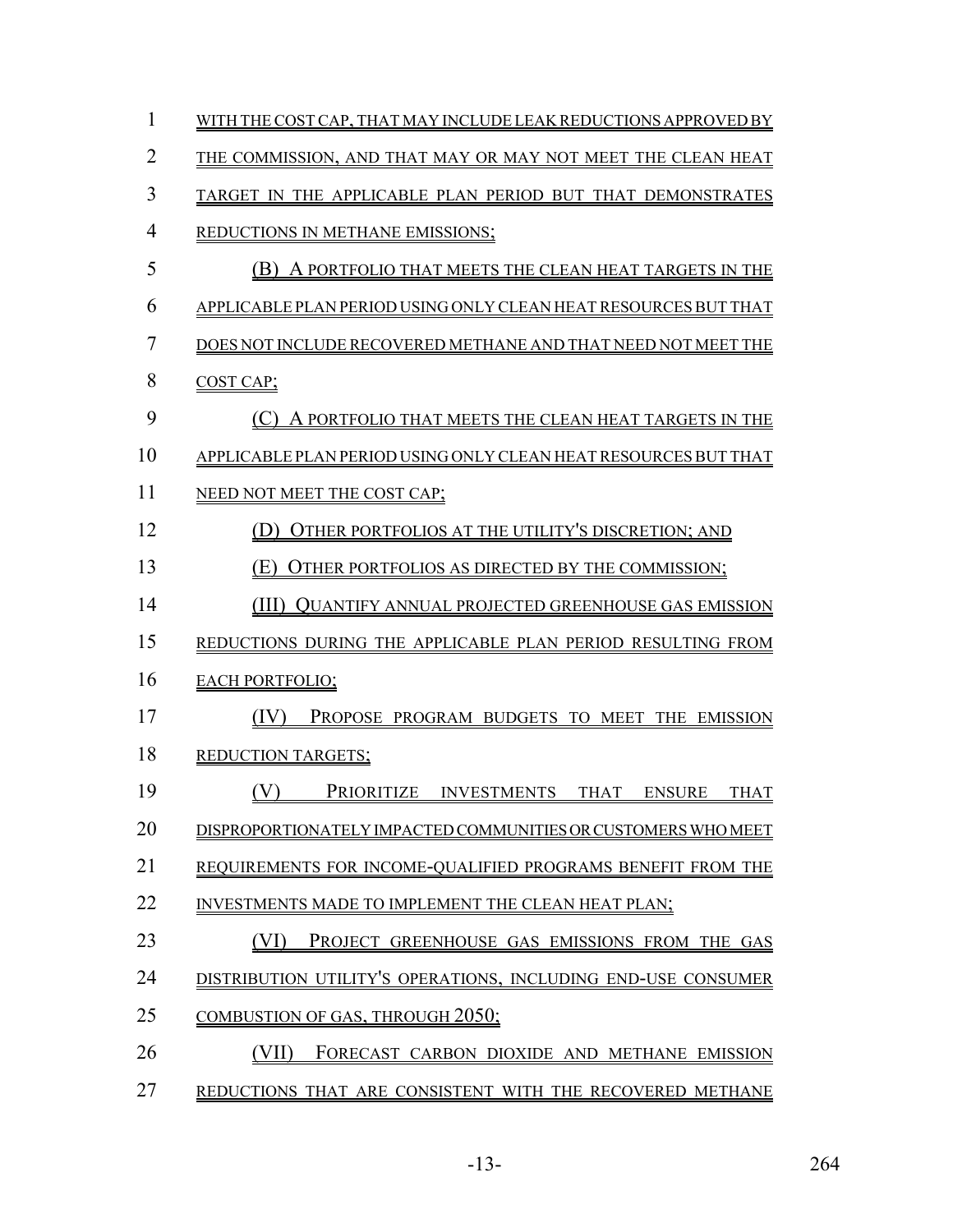WITH THE COST CAP, THAT MAY INCLUDE LEAK REDUCTIONS APPROVED BY THE COMMISSION, AND THAT MAY OR MAY NOT MEET THE CLEAN HEAT TARGET IN THE APPLICABLE PLAN PERIOD BUT THAT DEMONSTRATES REDUCTIONS IN METHANE EMISSIONS;

(B) A PORTFOLIO THAT MEETS THE CLEAN HEAT TARGETS IN THE APPLICABLE PLAN PERIOD USING ONLY CLEAN HEAT RESOURCES BUT THAT DOES NOT INCLUDE RECOVERED METHANE AND THAT NEED NOT MEET THE COST CAP;

(C) A PORTFOLIO THAT MEETS THE CLEAN HEAT TARGETS IN THE APPLICABLE PLAN PERIOD USING ONLY CLEAN HEAT RESOURCES BUT THAT NEED NOT MEET THE COST CAP;

(D) OTHER PORTFOLIOS AT THE UTILITY'S DISCRETION; AND

(E) OTHER PORTFOLIOS AS DIRECTED BY THE COMMISSION;

(III) QUANTIFY ANNUAL PROJECTED GREENHOUSE GAS EMISSION REDUCTIONS DURING THE APPLICABLE PLAN PERIOD RESULTING FROM EACH PORTFOLIO;

(IV) PROPOSE PROGRAM BUDGETS TO MEET THE EMISSION REDUCTION TARGETS;

(V) PRIORITIZE INVESTMENTS THAT ENSURE THAT DISPROPORTIONATELY IMPACTED COMMUNITIES OR CUSTOMERS WHO MEET REQUIREMENTS FOR INCOME-QUALIFIED PROGRAMS BENEFIT FROM THE INVESTMENTS MADE TO IMPLEMENT THE CLEAN HEAT PLAN;

(VI) PROJECT GREENHOUSE GAS EMISSIONS FROM THE GAS DISTRIBUTION UTILITY'S OPERATIONS, INCLUDING END-USE CONSUMER COMBUSTION OF GAS, THROUGH 2050;

(VII) FORECAST CARBON DIOXIDE AND METHANE EMISSION REDUCTIONS THAT ARE CONSISTENT WITH THE RECOVERED METHANE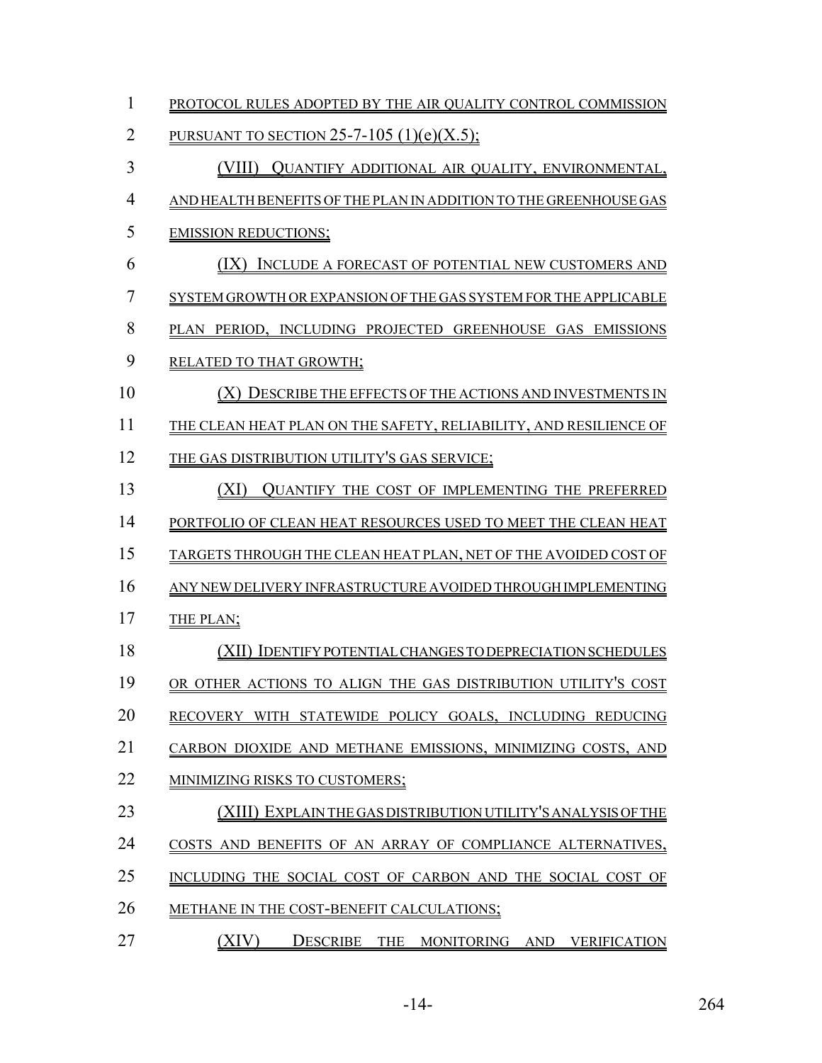PROTOCOL RULES ADOPTED BY THE AIR QUALITY CONTROL COMMISSION PURSUANT TO SECTION 25-7-105 (1)(e)(X.5);

(VIII) QUANTIFY ADDITIONAL AIR QUALITY, ENVIRONMENTAL, AND HEALTH BENEFITS OF THE PLAN IN ADDITION TO THE GREENHOUSE GAS EMISSION REDUCTIONS;

(IX) INCLUDE A FORECAST OF POTENTIAL NEW CUSTOMERS AND SYSTEM GROWTH OR EXPANSION OF THE GAS SYSTEM FOR THE APPLICABLE PLAN PERIOD, INCLUDING PROJECTED GREENHOUSE GAS EMISSIONS RELATED TO THAT GROWTH;

(X) DESCRIBE THE EFFECTS OF THE ACTIONS AND INVESTMENTS IN THE CLEAN HEAT PLAN ON THE SAFETY, RELIABILITY, AND RESILIENCE OF THE GAS DISTRIBUTION UTILITY'S GAS SERVICE;

(XI) QUANTIFY THE COST OF IMPLEMENTING THE PREFERRED PORTFOLIO OF CLEAN HEAT RESOURCES USED TO MEET THE CLEAN HEAT TARGETS THROUGH THE CLEAN HEAT PLAN, NET OF THE AVOIDED COST OF ANY NEW DELIVERY INFRASTRUCTURE AVOIDED THROUGH IMPLEMENTING THE PLAN;

(XII) IDENTIFY POTENTIAL CHANGES TO DEPRECIATION SCHEDULES OR OTHER ACTIONS TO ALIGN THE GAS DISTRIBUTION UTILITY'S COST RECOVERY WITH STATEWIDE POLICY GOALS, INCLUDING REDUCING CARBON DIOXIDE AND METHANE EMISSIONS, MINIMIZING COSTS, AND MINIMIZING RISKS TO CUSTOMERS;

(XIII) EXPLAIN THE GAS DISTRIBUTION UTILITY'S ANALYSIS OF THE COSTS AND BENEFITS OF AN ARRAY OF COMPLIANCE ALTERNATIVES, INCLUDING THE SOCIAL COST OF CARBON AND THE SOCIAL COST OF METHANE IN THE COST-BENEFIT CALCULATIONS;

(XIV) DESCRIBE THE MONITORING AND VERIFICATION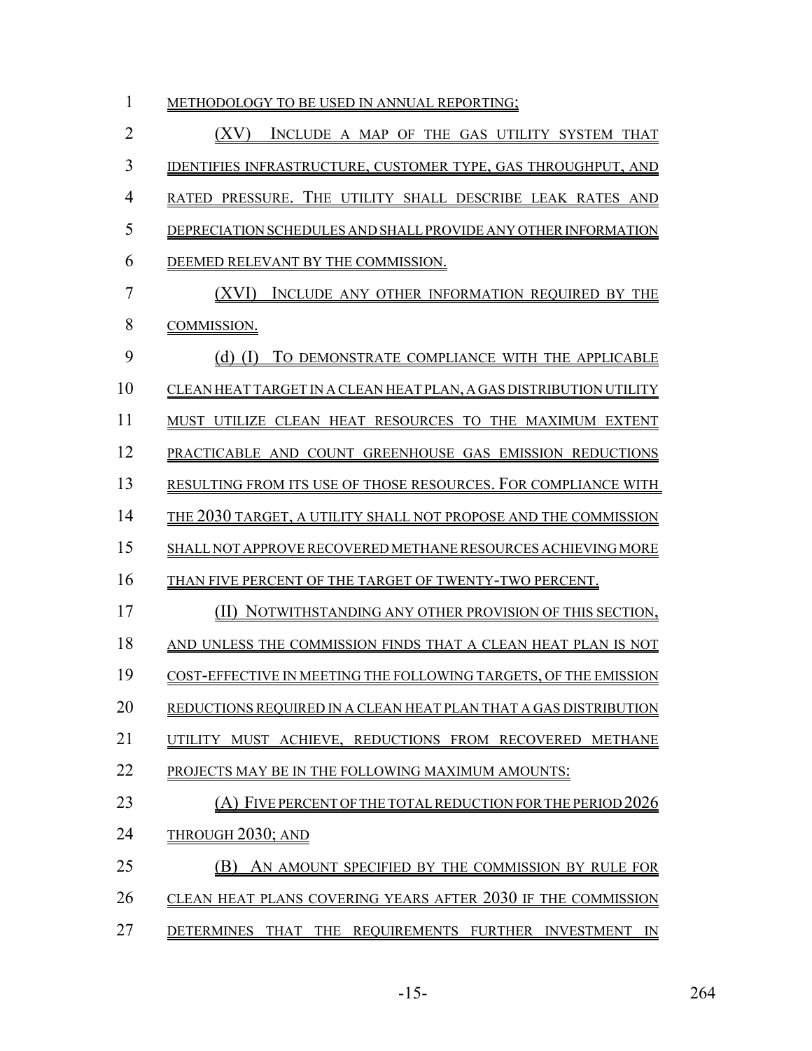METHODOLOGY TO BE USED IN ANNUAL REPORTING;

(XV) INCLUDE A MAP OF THE GAS UTILITY SYSTEM THAT IDENTIFIES INFRASTRUCTURE, CUSTOMER TYPE, GAS THROUGHPUT, AND RATED PRESSURE. THE UTILITY SHALL DESCRIBE LEAK RATES AND DEPRECIATION SCHEDULES AND SHALL PROVIDE ANY OTHER INFORMATION DEEMED RELEVANT BY THE COMMISSION.

(XVI) INCLUDE ANY OTHER INFORMATION REQUIRED BY THE COMMISSION.

(d) (I) TO DEMONSTRATE COMPLIANCE WITH THE APPLICABLE CLEAN HEAT TARGET IN A CLEAN HEAT PLAN, A GAS DISTRIBUTION UTILITY MUST UTILIZE CLEAN HEAT RESOURCES TO THE MAXIMUM EXTENT PRACTICABLE AND COUNT GREENHOUSE GAS EMISSION REDUCTIONS RESULTING FROM ITS USE OF THOSE RESOURCES. FOR COMPLIANCE WITH THE 2030 TARGET, A UTILITY SHALL NOT PROPOSE AND THE COMMISSION SHALL NOT APPROVE RECOVERED METHANE RESOURCES ACHIEVING MORE THAN FIVE PERCENT OF THE TARGET OF TWENTY-TWO PERCENT.

(II) NOTWITHSTANDING ANY OTHER PROVISION OF THIS SECTION, AND UNLESS THE COMMISSION FINDS THAT A CLEAN HEAT PLAN IS NOT COST-EFFECTIVE IN MEETING THE FOLLOWING TARGETS, OF THE EMISSION REDUCTIONS REQUIRED IN A CLEAN HEAT PLAN THAT A GAS DISTRIBUTION UTILITY MUST ACHIEVE, REDUCTIONS FROM RECOVERED METHANE PROJECTS MAY BE IN THE FOLLOWING MAXIMUM AMOUNTS:

(A) FIVE PERCENT OF THE TOTAL REDUCTION FOR THE PERIOD 2026 THROUGH 2030; AND

(B) AN AMOUNT SPECIFIED BY THE COMMISSION BY RULE FOR CLEAN HEAT PLANS COVERING YEARS AFTER 2030 IF THE COMMISSION DETERMINES THAT THE REQUIREMENTS FURTHER INVESTMENT IN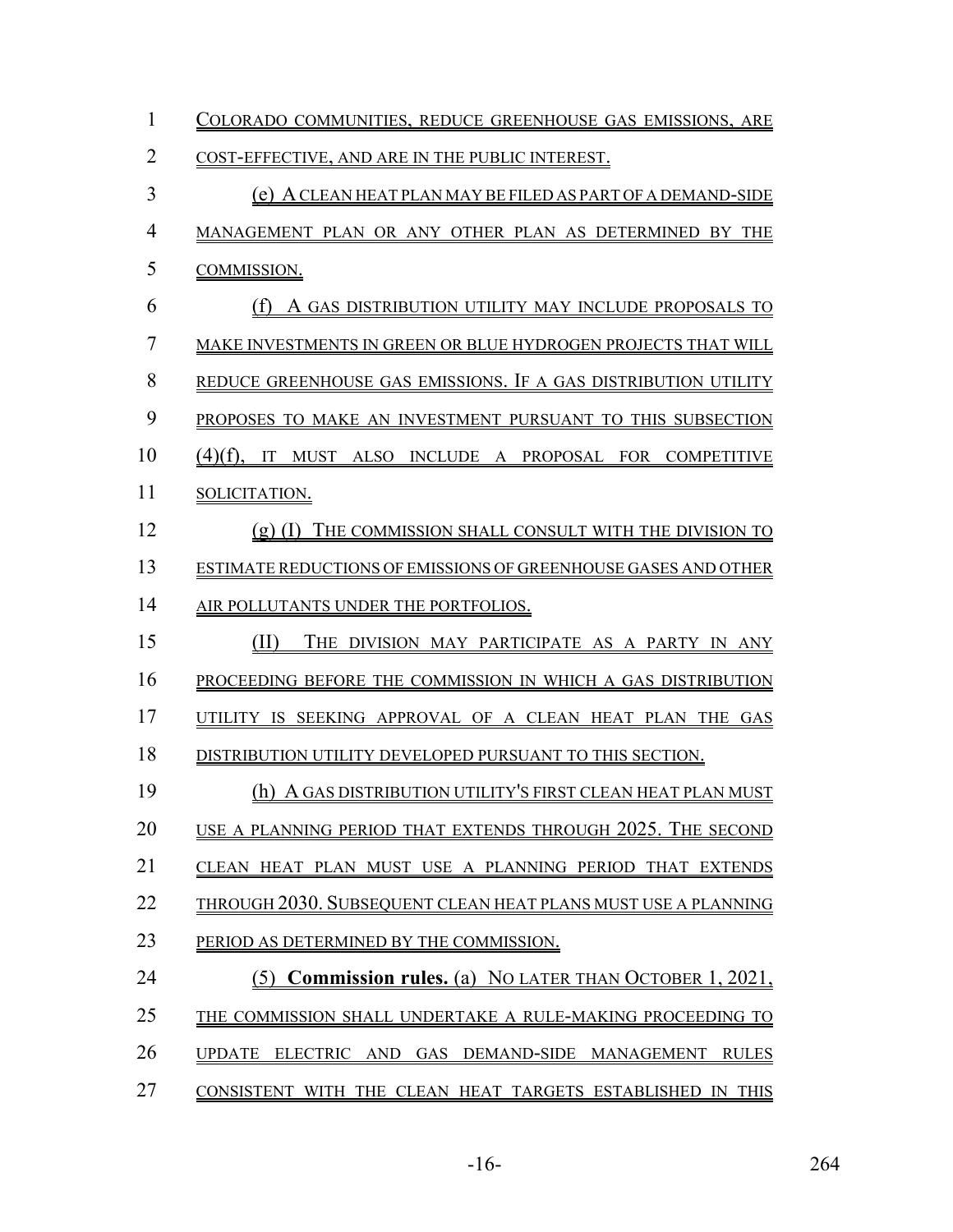COLORADO COMMUNITIES, REDUCE GREENHOUSE GAS EMISSIONS, ARE COST-EFFECTIVE, AND ARE IN THE PUBLIC INTEREST.

(e) A CLEAN HEAT PLAN MAY BE FILED AS PART OF A DEMAND-SIDE MANAGEMENT PLAN OR ANY OTHER PLAN AS DETERMINED BY THE COMMISSION.

(f) A GAS DISTRIBUTION UTILITY MAY INCLUDE PROPOSALS TO MAKE INVESTMENTS IN GREEN OR BLUE HYDROGEN PROJECTS THAT WILL REDUCE GREENHOUSE GAS EMISSIONS. IF A GAS DISTRIBUTION UTILITY PROPOSES TO MAKE AN INVESTMENT PURSUANT TO THIS SUBSECTION (4)(f), IT MUST ALSO INCLUDE A PROPOSAL FOR COMPETITIVE SOLICITATION.

(g) (I) THE COMMISSION SHALL CONSULT WITH THE DIVISION TO ESTIMATE REDUCTIONS OF EMISSIONS OF GREENHOUSE GASES AND OTHER AIR POLLUTANTS UNDER THE PORTFOLIOS.

(II) THE DIVISION MAY PARTICIPATE AS A PARTY IN ANY PROCEEDING BEFORE THE COMMISSION IN WHICH A GAS DISTRIBUTION UTILITY IS SEEKING APPROVAL OF A CLEAN HEAT PLAN THE GAS DISTRIBUTION UTILITY DEVELOPED PURSUANT TO THIS SECTION.

(h) A GAS DISTRIBUTION UTILITY'S FIRST CLEAN HEAT PLAN MUST USE A PLANNING PERIOD THAT EXTENDS THROUGH 2025. THE SECOND CLEAN HEAT PLAN MUST USE A PLANNING PERIOD THAT EXTENDS THROUGH 2030. SUBSEQUENT CLEAN HEAT PLANS MUST USE A PLANNING PERIOD AS DETERMINED BY THE COMMISSION.

(5) **Commission rules.** (a) NO LATER THAN OCTOBER 1, 2021, THE COMMISSION SHALL UNDERTAKE A RULE-MAKING PROCEEDING TO UPDATE ELECTRIC AND GAS DEMAND-SIDE MANAGEMENT RULES CONSISTENT WITH THE CLEAN HEAT TARGETS ESTABLISHED IN THIS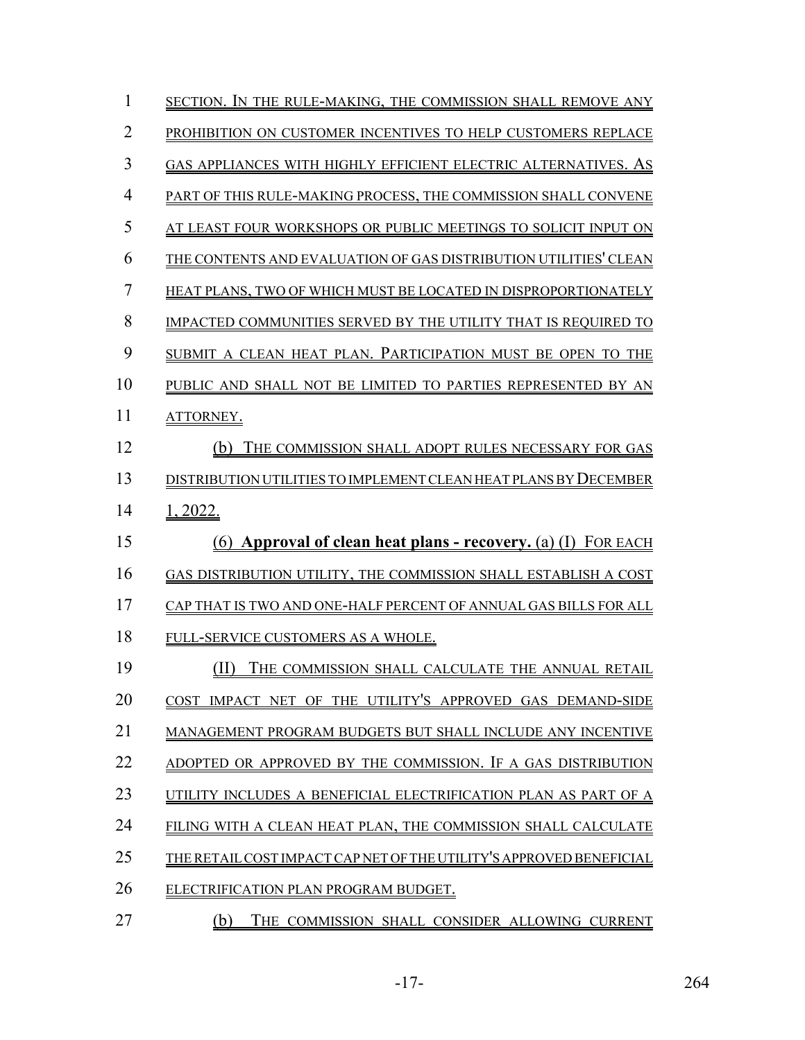SECTION. IN THE RULE-MAKING, THE COMMISSION SHALL REMOVE ANY PROHIBITION ON CUSTOMER INCENTIVES TO HELP CUSTOMERS REPLACE GAS APPLIANCES WITH HIGHLY EFFICIENT ELECTRIC ALTERNATIVES. AS PART OF THIS RULE-MAKING PROCESS, THE COMMISSION SHALL CONVENE AT LEAST FOUR WORKSHOPS OR PUBLIC MEETINGS TO SOLICIT INPUT ON THE CONTENTS AND EVALUATION OF GAS DISTRIBUTION UTILITIES' CLEAN HEAT PLANS, TWO OF WHICH MUST BE LOCATED IN DISPROPORTIONATELY IMPACTED COMMUNITIES SERVED BY THE UTILITY THAT IS REQUIRED TO SUBMIT A CLEAN HEAT PLAN. PARTICIPATION MUST BE OPEN TO THE PUBLIC AND SHALL NOT BE LIMITED TO PARTIES REPRESENTED BY AN ATTORNEY.

(b) THE COMMISSION SHALL ADOPT RULES NECESSARY FOR GAS DISTRIBUTION UTILITIES TO IMPLEMENT CLEAN HEAT PLANS BY DECEMBER 1, 2022.

(6) **Approval of clean heat plans - recovery.** (a) (I) FOR EACH GAS DISTRIBUTION UTILITY, THE COMMISSION SHALL ESTABLISH A COST CAP THAT IS TWO AND ONE-HALF PERCENT OF ANNUAL GAS BILLS FOR ALL FULL-SERVICE CUSTOMERS AS A WHOLE.

(II) THE COMMISSION SHALL CALCULATE THE ANNUAL RETAIL COST IMPACT NET OF THE UTILITY'S APPROVED GAS DEMAND-SIDE MANAGEMENT PROGRAM BUDGETS BUT SHALL INCLUDE ANY INCENTIVE ADOPTED OR APPROVED BY THE COMMISSION. IF A GAS DISTRIBUTION UTILITY INCLUDES A BENEFICIAL ELECTRIFICATION PLAN AS PART OF A FILING WITH A CLEAN HEAT PLAN, THE COMMISSION SHALL CALCULATE THE RETAIL COST IMPACT CAP NET OF THE UTILITY'S APPROVED BENEFICIAL ELECTRIFICATION PLAN PROGRAM BUDGET.

(b) THE COMMISSION SHALL CONSIDER ALLOWING CURRENT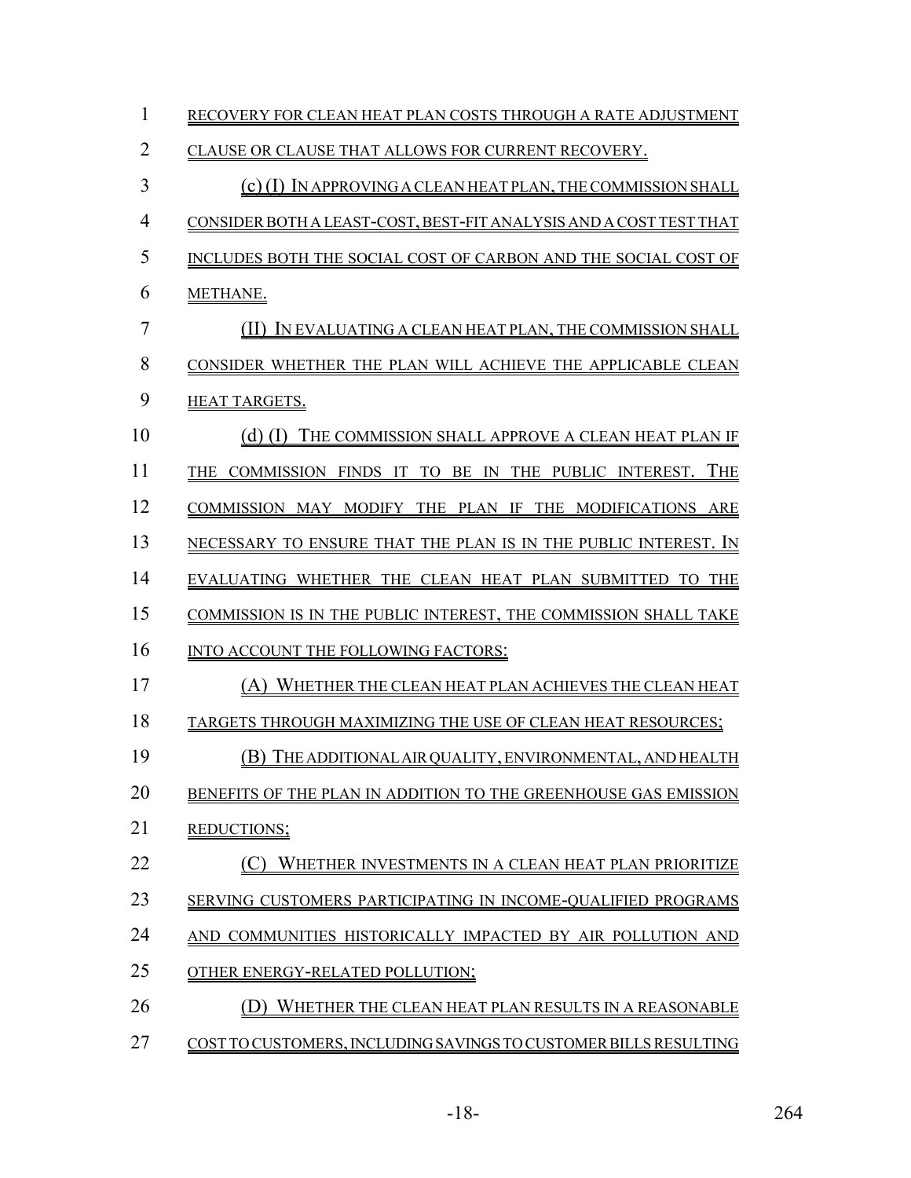RECOVERY FOR CLEAN HEAT PLAN COSTS THROUGH A RATE ADJUSTMENT CLAUSE OR CLAUSE THAT ALLOWS FOR CURRENT RECOVERY.

(c) (I) IN APPROVING A CLEAN HEAT PLAN, THE COMMISSION SHALL CONSIDER BOTH A LEAST-COST, BEST-FIT ANALYSIS AND A COST TEST THAT INCLUDES BOTH THE SOCIAL COST OF CARBON AND THE SOCIAL COST OF METHANE.

(II) IN EVALUATING A CLEAN HEAT PLAN, THE COMMISSION SHALL CONSIDER WHETHER THE PLAN WILL ACHIEVE THE APPLICABLE CLEAN HEAT TARGETS.

(d) (I) THE COMMISSION SHALL APPROVE A CLEAN HEAT PLAN IF THE COMMISSION FINDS IT TO BE IN THE PUBLIC INTEREST. THE COMMISSION MAY MODIFY THE PLAN IF THE MODIFICATIONS ARE NECESSARY TO ENSURE THAT THE PLAN IS IN THE PUBLIC INTEREST. IN EVALUATING WHETHER THE CLEAN HEAT PLAN SUBMITTED TO THE COMMISSION IS IN THE PUBLIC INTEREST, THE COMMISSION SHALL TAKE INTO ACCOUNT THE FOLLOWING FACTORS:

(A) WHETHER THE CLEAN HEAT PLAN ACHIEVES THE CLEAN HEAT TARGETS THROUGH MAXIMIZING THE USE OF CLEAN HEAT RESOURCES;

(B) THE ADDITIONAL AIR QUALITY, ENVIRONMENTAL, AND HEALTH BENEFITS OF THE PLAN IN ADDITION TO THE GREENHOUSE GAS EMISSION REDUCTIONS;

(C) WHETHER INVESTMENTS IN A CLEAN HEAT PLAN PRIORITIZE SERVING CUSTOMERS PARTICIPATING IN INCOME-QUALIFIED PROGRAMS AND COMMUNITIES HISTORICALLY IMPACTED BY AIR POLLUTION AND OTHER ENERGY-RELATED POLLUTION;

(D) WHETHER THE CLEAN HEAT PLAN RESULTS IN A REASONABLE COST TO CUSTOMERS, INCLUDING SAVINGS TO CUSTOMER BILLS RESULTING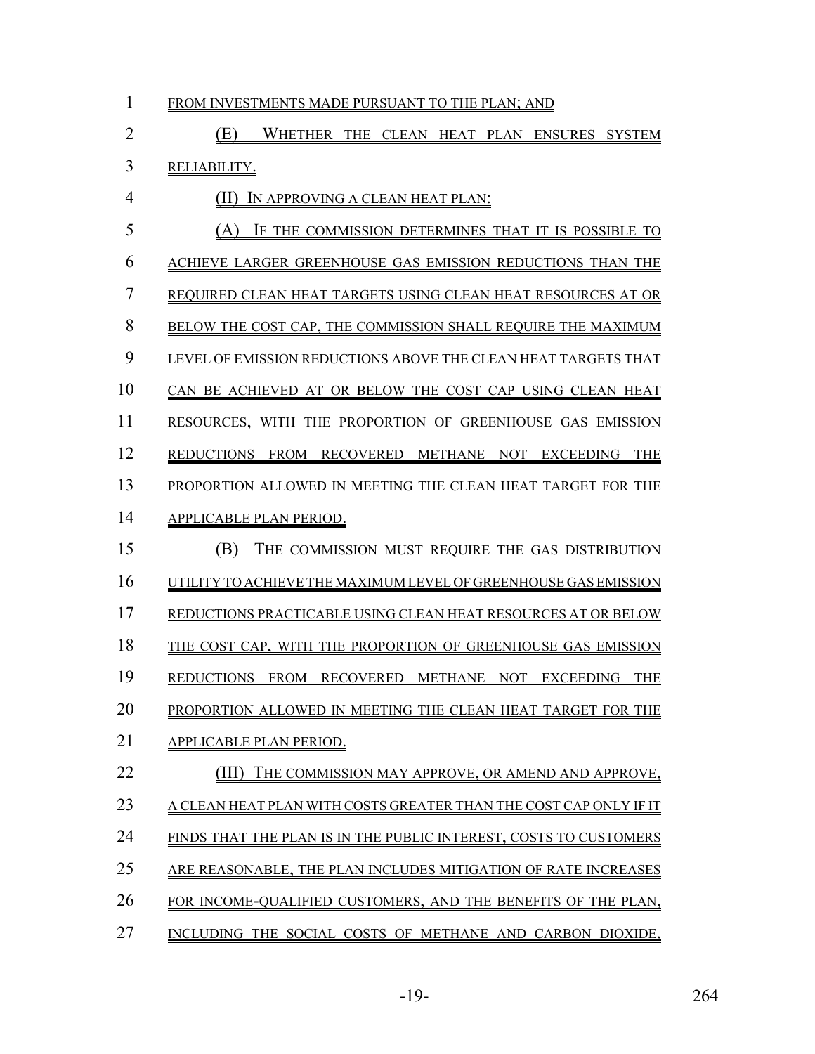FROM INVESTMENTS MADE PURSUANT TO THE PLAN; AND

(E) WHETHER THE CLEAN HEAT PLAN ENSURES SYSTEM RELIABILITY.

(II) IN APPROVING A CLEAN HEAT PLAN:

(A) IF THE COMMISSION DETERMINES THAT IT IS POSSIBLE TO ACHIEVE LARGER GREENHOUSE GAS EMISSION REDUCTIONS THAN THE REQUIRED CLEAN HEAT TARGETS USING CLEAN HEAT RESOURCES AT OR BELOW THE COST CAP, THE COMMISSION SHALL REQUIRE THE MAXIMUM LEVEL OF EMISSION REDUCTIONS ABOVE THE CLEAN HEAT TARGETS THAT CAN BE ACHIEVED AT OR BELOW THE COST CAP USING CLEAN HEAT RESOURCES, WITH THE PROPORTION OF GREENHOUSE GAS EMISSION REDUCTIONS FROM RECOVERED METHANE NOT EXCEEDING THE PROPORTION ALLOWED IN MEETING THE CLEAN HEAT TARGET FOR THE APPLICABLE PLAN PERIOD.

(B) THE COMMISSION MUST REQUIRE THE GAS DISTRIBUTION UTILITY TO ACHIEVE THE MAXIMUM LEVEL OF GREENHOUSE GAS EMISSION REDUCTIONS PRACTICABLE USING CLEAN HEAT RESOURCES AT OR BELOW THE COST CAP, WITH THE PROPORTION OF GREENHOUSE GAS EMISSION REDUCTIONS FROM RECOVERED METHANE NOT EXCEEDING THE PROPORTION ALLOWED IN MEETING THE CLEAN HEAT TARGET FOR THE APPLICABLE PLAN PERIOD.

(III) THE COMMISSION MAY APPROVE, OR AMEND AND APPROVE, A CLEAN HEAT PLAN WITH COSTS GREATER THAN THE COST CAP ONLY IF IT FINDS THAT THE PLAN IS IN THE PUBLIC INTEREST, COSTS TO CUSTOMERS ARE REASONABLE, THE PLAN INCLUDES MITIGATION OF RATE INCREASES FOR INCOME-QUALIFIED CUSTOMERS, AND THE BENEFITS OF THE PLAN, INCLUDING THE SOCIAL COSTS OF METHANE AND CARBON DIOXIDE,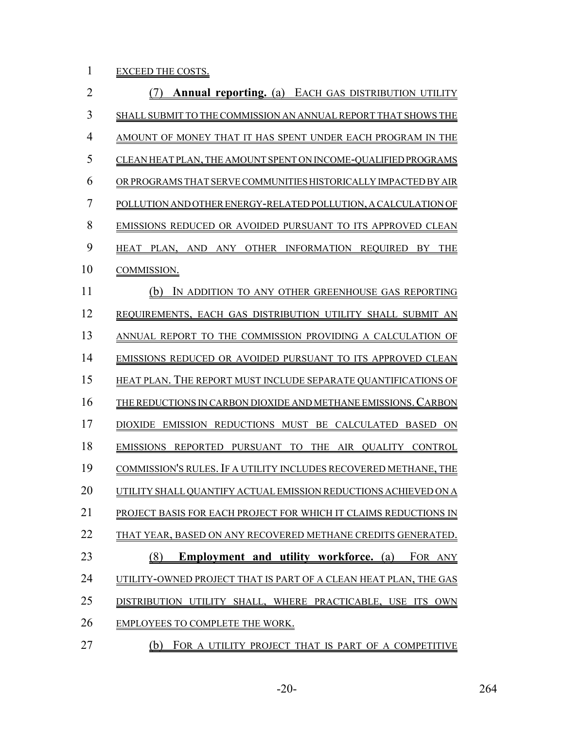EXCEED THE COSTS.

(7) **Annual reporting.** (a) EACH GAS DISTRIBUTION UTILITY SHALL SUBMIT TO THE COMMISSION AN ANNUAL REPORT THAT SHOWS THE AMOUNT OF MONEY THAT IT HAS SPENT UNDER EACH PROGRAM IN THE CLEAN HEAT PLAN, THE AMOUNT SPENT ON INCOME-QUALIFIED PROGRAMS OR PROGRAMS THAT SERVE COMMUNITIES HISTORICALLY IMPACTED BY AIR POLLUTION AND OTHER ENERGY-RELATED POLLUTION, A CALCULATION OF EMISSIONS REDUCED OR AVOIDED PURSUANT TO ITS APPROVED CLEAN HEAT PLAN, AND ANY OTHER INFORMATION REQUIRED BY THE COMMISSION.

(b) IN ADDITION TO ANY OTHER GREENHOUSE GAS REPORTING REQUIREMENTS, EACH GAS DISTRIBUTION UTILITY SHALL SUBMIT AN ANNUAL REPORT TO THE COMMISSION PROVIDING A CALCULATION OF EMISSIONS REDUCED OR AVOIDED PURSUANT TO ITS APPROVED CLEAN HEAT PLAN. THE REPORT MUST INCLUDE SEPARATE QUANTIFICATIONS OF THE REDUCTIONS IN CARBON DIOXIDE AND METHANE EMISSIONS. CARBON DIOXIDE EMISSION REDUCTIONS MUST BE CALCULATED BASED ON EMISSIONS REPORTED PURSUANT TO THE AIR QUALITY CONTROL COMMISSION'S RULES. IF A UTILITY INCLUDES RECOVERED METHANE, THE UTILITY SHALL QUANTIFY ACTUAL EMISSION REDUCTIONS ACHIEVED ON A PROJECT BASIS FOR EACH PROJECT FOR WHICH IT CLAIMS REDUCTIONS IN THAT YEAR, BASED ON ANY RECOVERED METHANE CREDITS GENERATED.

(8) **Employment and utility workforce.** (a) FOR ANY UTILITY-OWNED PROJECT THAT IS PART OF A CLEAN HEAT PLAN, THE GAS DISTRIBUTION UTILITY SHALL, WHERE PRACTICABLE, USE ITS OWN EMPLOYEES TO COMPLETE THE WORK.

(b) FOR A UTILITY PROJECT THAT IS PART OF A COMPETITIVE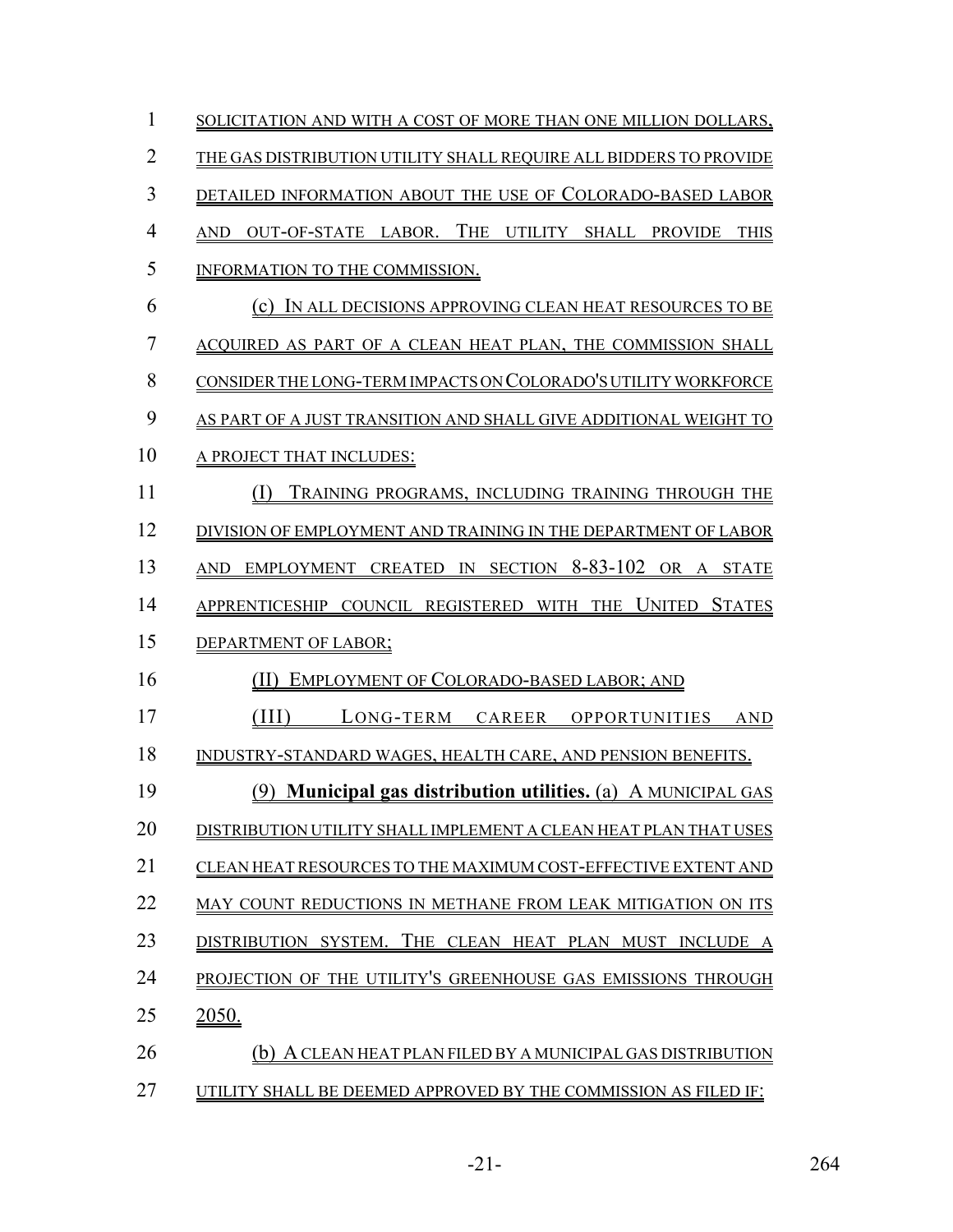SOLICITATION AND WITH A COST OF MORE THAN ONE MILLION DOLLARS, THE GAS DISTRIBUTION UTILITY SHALL REQUIRE ALL BIDDERS TO PROVIDE DETAILED INFORMATION ABOUT THE USE OF COLORADO-BASED LABOR AND OUT-OF-STATE LABOR. THE UTILITY SHALL PROVIDE THIS INFORMATION TO THE COMMISSION.

(c) IN ALL DECISIONS APPROVING CLEAN HEAT RESOURCES TO BE ACQUIRED AS PART OF A CLEAN HEAT PLAN, THE COMMISSION SHALL CONSIDER THE LONG-TERM IMPACTS ON COLORADO'S UTILITY WORKFORCE AS PART OF A JUST TRANSITION AND SHALL GIVE ADDITIONAL WEIGHT TO A PROJECT THAT INCLUDES:

(I) TRAINING PROGRAMS, INCLUDING TRAINING THROUGH THE DIVISION OF EMPLOYMENT AND TRAINING IN THE DEPARTMENT OF LABOR AND EMPLOYMENT CREATED IN SECTION 8-83-102 OR A STATE APPRENTICESHIP COUNCIL REGISTERED WITH THE UNITED STATES DEPARTMENT OF LABOR;

(II) EMPLOYMENT OF COLORADO-BASED LABOR; AND

(III) LONG-TERM CAREER OPPORTUNITIES AND INDUSTRY-STANDARD WAGES, HEALTH CARE, AND PENSION BENEFITS.

(9) **Municipal gas distribution utilities.** (a) A MUNICIPAL GAS DISTRIBUTION UTILITY SHALL IMPLEMENT A CLEAN HEAT PLAN THAT USES CLEAN HEAT RESOURCES TO THE MAXIMUM COST-EFFECTIVE EXTENT AND MAY COUNT REDUCTIONS IN METHANE FROM LEAK MITIGATION ON ITS DISTRIBUTION SYSTEM. THE CLEAN HEAT PLAN MUST INCLUDE A PROJECTION OF THE UTILITY'S GREENHOUSE GAS EMISSIONS THROUGH 2050.

(b) A CLEAN HEAT PLAN FILED BY A MUNICIPAL GAS DISTRIBUTION UTILITY SHALL BE DEEMED APPROVED BY THE COMMISSION AS FILED IF: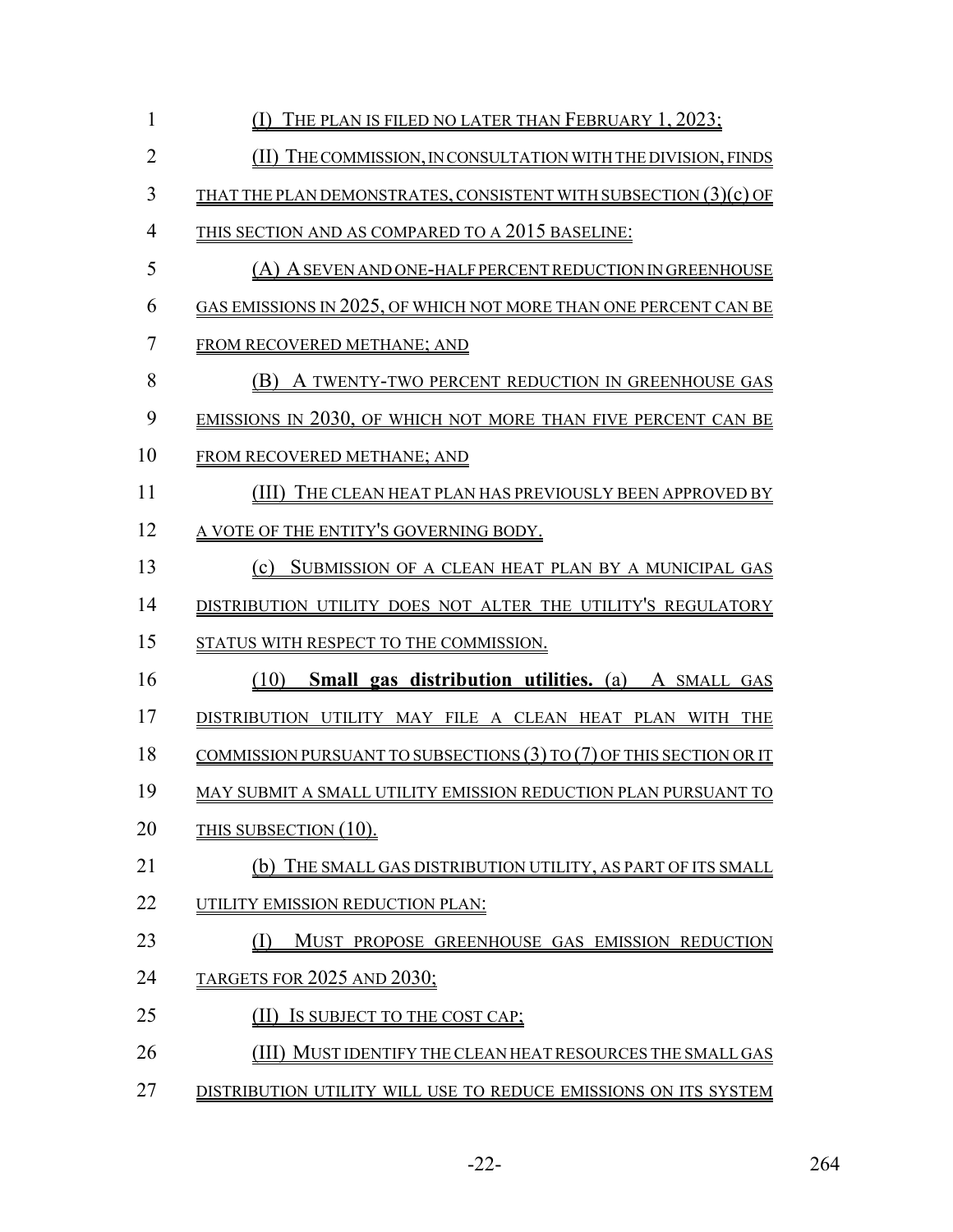(I) THE PLAN IS FILED NO LATER THAN FEBRUARY 1, 2023;

(II) THE COMMISSION, IN CONSULTATION WITH THE DIVISION, FINDS THAT THE PLAN DEMONSTRATES, CONSISTENT WITH SUBSECTION (3)(c) OF THIS SECTION AND AS COMPARED TO A 2015 BASELINE:

(A) A SEVEN AND ONE-HALF PERCENT REDUCTION IN GREENHOUSE GAS EMISSIONS IN 2025, OF WHICH NOT MORE THAN ONE PERCENT CAN BE FROM RECOVERED METHANE; AND

(B) A TWENTY-TWO PERCENT REDUCTION IN GREENHOUSE GAS EMISSIONS IN 2030, OF WHICH NOT MORE THAN FIVE PERCENT CAN BE FROM RECOVERED METHANE; AND

(III) THE CLEAN HEAT PLAN HAS PREVIOUSLY BEEN APPROVED BY A VOTE OF THE ENTITY'S GOVERNING BODY.

(c) SUBMISSION OF A CLEAN HEAT PLAN BY A MUNICIPAL GAS DISTRIBUTION UTILITY DOES NOT ALTER THE UTILITY'S REGULATORY STATUS WITH RESPECT TO THE COMMISSION.

(10) **Small gas distribution utilities.** (a) A SMALL GAS DISTRIBUTION UTILITY MAY FILE A CLEAN HEAT PLAN WITH THE COMMISSION PURSUANT TO SUBSECTIONS (3) TO (7) OF THIS SECTION OR IT MAY SUBMIT A SMALL UTILITY EMISSION REDUCTION PLAN PURSUANT TO THIS SUBSECTION (10).

(b) THE SMALL GAS DISTRIBUTION UTILITY, AS PART OF ITS SMALL UTILITY EMISSION REDUCTION PLAN:

(I) MUST PROPOSE GREENHOUSE GAS EMISSION REDUCTION TARGETS FOR 2025 AND 2030;

(II) IS SUBJECT TO THE COST CAP;

(III) MUST IDENTIFY THE CLEAN HEAT RESOURCES THE SMALL GAS DISTRIBUTION UTILITY WILL USE TO REDUCE EMISSIONS ON ITS SYSTEM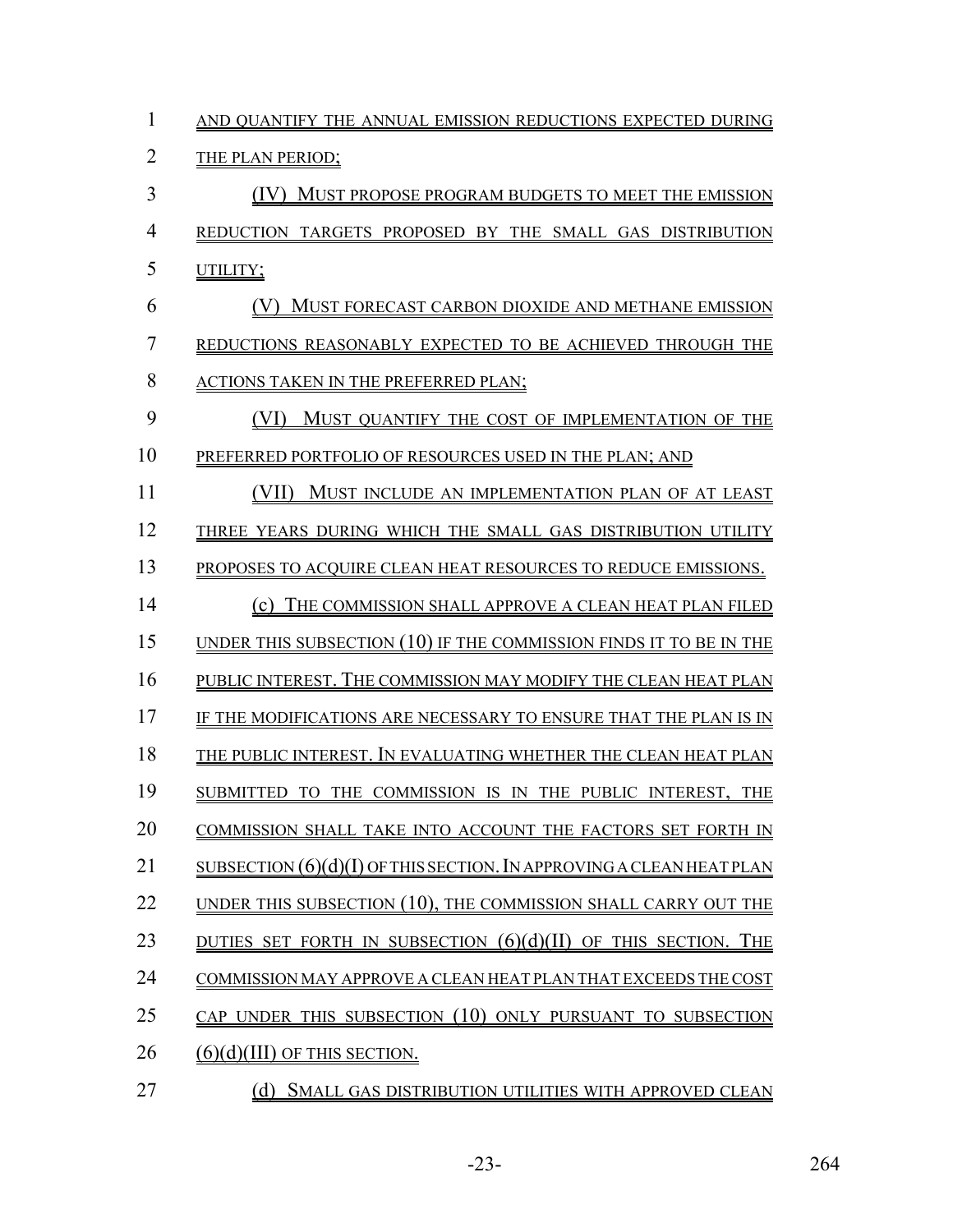AND QUANTIFY THE ANNUAL EMISSION REDUCTIONS EXPECTED DURING THE PLAN PERIOD;

(IV) MUST PROPOSE PROGRAM BUDGETS TO MEET THE EMISSION REDUCTION TARGETS PROPOSED BY THE SMALL GAS DISTRIBUTION UTILITY;

(V) MUST FORECAST CARBON DIOXIDE AND METHANE EMISSION REDUCTIONS REASONABLY EXPECTED TO BE ACHIEVED THROUGH THE ACTIONS TAKEN IN THE PREFERRED PLAN;

(VI) MUST QUANTIFY THE COST OF IMPLEMENTATION OF THE PREFERRED PORTFOLIO OF RESOURCES USED IN THE PLAN; AND

(VII) MUST INCLUDE AN IMPLEMENTATION PLAN OF AT LEAST THREE YEARS DURING WHICH THE SMALL GAS DISTRIBUTION UTILITY PROPOSES TO ACQUIRE CLEAN HEAT RESOURCES TO REDUCE EMISSIONS.

(c) THE COMMISSION SHALL APPROVE A CLEAN HEAT PLAN FILED UNDER THIS SUBSECTION (10) IF THE COMMISSION FINDS IT TO BE IN THE PUBLIC INTEREST. THE COMMISSION MAY MODIFY THE CLEAN HEAT PLAN IF THE MODIFICATIONS ARE NECESSARY TO ENSURE THAT THE PLAN IS IN THE PUBLIC INTEREST. IN EVALUATING WHETHER THE CLEAN HEAT PLAN SUBMITTED TO THE COMMISSION IS IN THE PUBLIC INTEREST, THE COMMISSION SHALL TAKE INTO ACCOUNT THE FACTORS SET FORTH IN SUBSECTION (6)(d)(I) OF THIS SECTION. IN APPROVING A CLEAN HEAT PLAN UNDER THIS SUBSECTION (10), THE COMMISSION SHALL CARRY OUT THE DUTIES SET FORTH IN SUBSECTION (6)(d)(II) OF THIS SECTION. THE COMMISSION MAY APPROVE A CLEAN HEAT PLAN THAT EXCEEDS THE COST CAP UNDER THIS SUBSECTION (10) ONLY PURSUANT TO SUBSECTION (6)(d)(III) OF THIS SECTION.

(d) SMALL GAS DISTRIBUTION UTILITIES WITH APPROVED CLEAN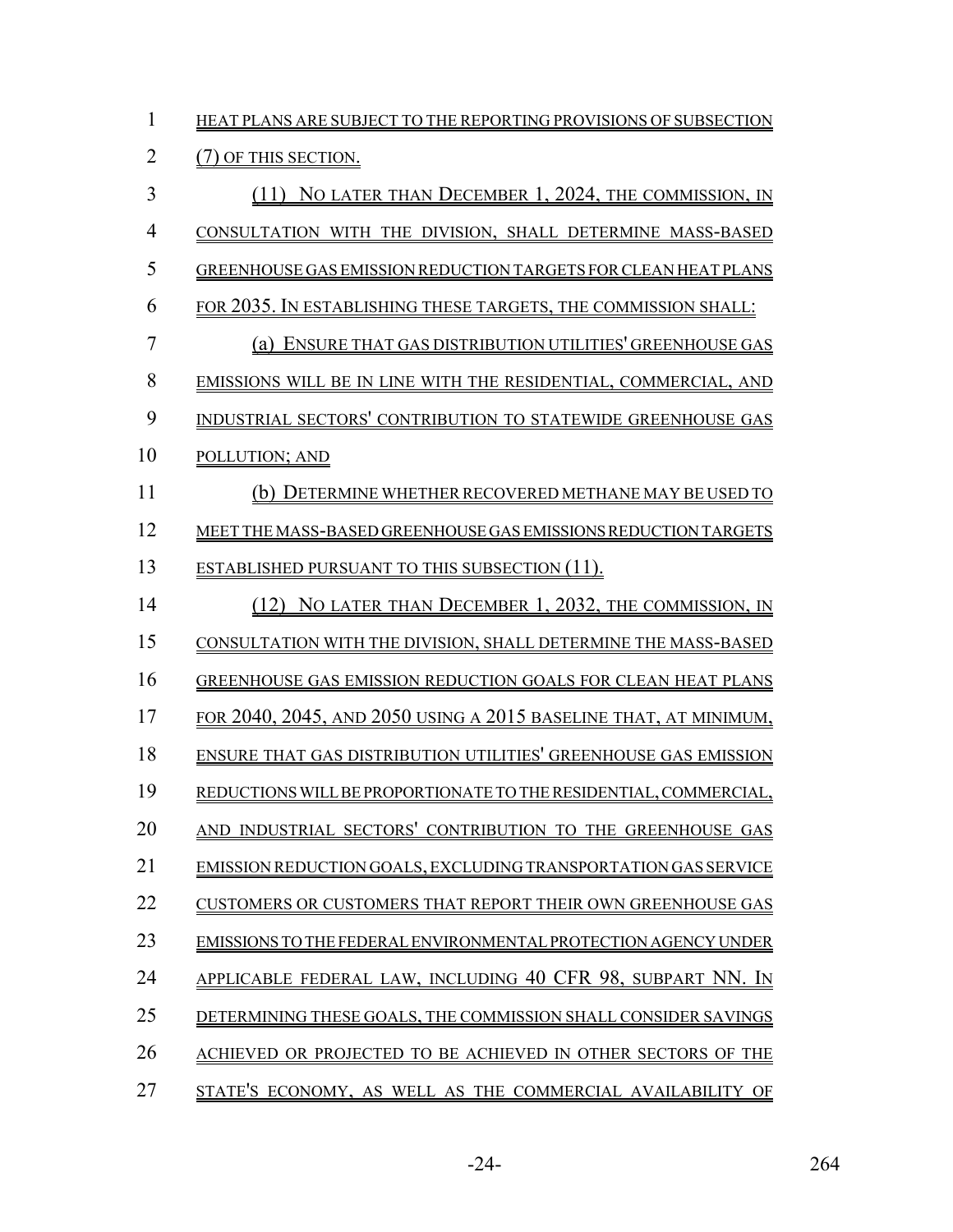HEAT PLANS ARE SUBJECT TO THE REPORTING PROVISIONS OF SUBSECTION (7) OF THIS SECTION.

(11) NO LATER THAN DECEMBER 1, 2024, THE COMMISSION, IN CONSULTATION WITH THE DIVISION, SHALL DETERMINE MASS-BASED GREENHOUSE GAS EMISSION REDUCTION TARGETS FOR CLEAN HEAT PLANS FOR 2035. IN ESTABLISHING THESE TARGETS, THE COMMISSION SHALL:

(a) ENSURE THAT GAS DISTRIBUTION UTILITIES' GREENHOUSE GAS EMISSIONS WILL BE IN LINE WITH THE RESIDENTIAL, COMMERCIAL, AND INDUSTRIAL SECTORS' CONTRIBUTION TO STATEWIDE GREENHOUSE GAS POLLUTION; AND

(b) DETERMINE WHETHER RECOVERED METHANE MAY BE USED TO MEET THE MASS-BASED GREENHOUSE GAS EMISSIONS REDUCTION TARGETS ESTABLISHED PURSUANT TO THIS SUBSECTION (11).

(12) NO LATER THAN DECEMBER 1, 2032, THE COMMISSION, IN CONSULTATION WITH THE DIVISION, SHALL DETERMINE THE MASS-BASED GREENHOUSE GAS EMISSION REDUCTION GOALS FOR CLEAN HEAT PLANS FOR 2040, 2045, AND 2050 USING A 2015 BASELINE THAT, AT MINIMUM, ENSURE THAT GAS DISTRIBUTION UTILITIES' GREENHOUSE GAS EMISSION REDUCTIONS WILL BE PROPORTIONATE TO THE RESIDENTIAL, COMMERCIAL, AND INDUSTRIAL SECTORS' CONTRIBUTION TO THE GREENHOUSE GAS EMISSION REDUCTION GOALS, EXCLUDING TRANSPORTATION GAS SERVICE CUSTOMERS OR CUSTOMERS THAT REPORT THEIR OWN GREENHOUSE GAS EMISSIONS TO THE FEDERAL ENVIRONMENTAL PROTECTION AGENCY UNDER APPLICABLE FEDERAL LAW, INCLUDING 40 CFR 98, SUBPART NN. IN DETERMINING THESE GOALS, THE COMMISSION SHALL CONSIDER SAVINGS ACHIEVED OR PROJECTED TO BE ACHIEVED IN OTHER SECTORS OF THE STATE'S ECONOMY, AS WELL AS THE COMMERCIAL AVAILABILITY OF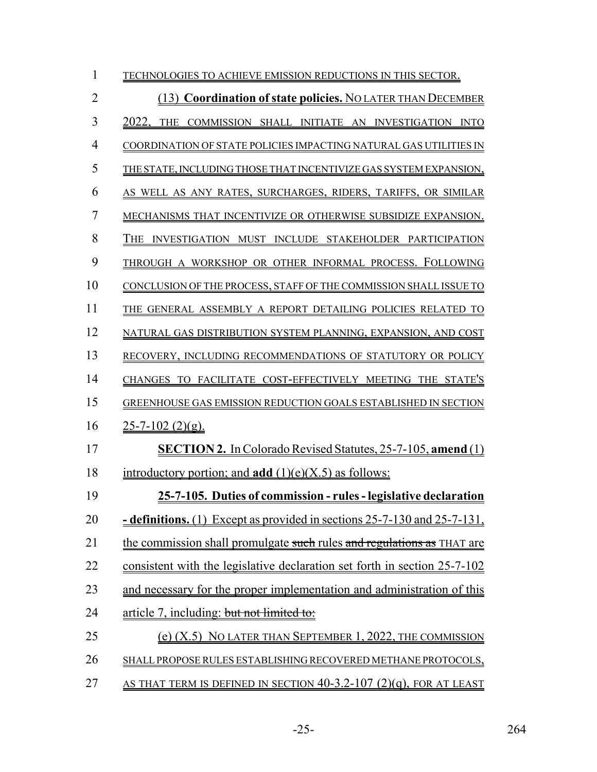TECHNOLOGIES TO ACHIEVE EMISSION REDUCTIONS IN THIS SECTOR.

(13) **Coordination of state policies.** NO LATER THAN DECEMBER 2022, THE COMMISSION SHALL INITIATE AN INVESTIGATION INTO COORDINATION OF STATE POLICIES IMPACTING NATURAL GAS UTILITIES IN THE STATE, INCLUDING THOSE THAT INCENTIVIZE GAS SYSTEM EXPANSION, AS WELL AS ANY RATES, SURCHARGES, RIDERS, TARIFFS, OR SIMILAR MECHANISMS THAT INCENTIVIZE OR OTHERWISE SUBSIDIZE EXPANSION. THE INVESTIGATION MUST INCLUDE STAKEHOLDER PARTICIPATION THROUGH A WORKSHOP OR OTHER INFORMAL PROCESS. FOLLOWING CONCLUSION OF THE PROCESS, STAFF OF THE COMMISSION SHALL ISSUE TO THE GENERAL ASSEMBLY A REPORT DETAILING POLICIES RELATED TO NATURAL GAS DISTRIBUTION SYSTEM PLANNING, EXPANSION, AND COST RECOVERY, INCLUDING RECOMMENDATIONS OF STATUTORY OR POLICY CHANGES TO FACILITATE COST-EFFECTIVELY MEETING THE STATE'S GREENHOUSE GAS EMISSION REDUCTION GOALS ESTABLISHED IN SECTION 25-7-102 (2)(g).

**SECTION 2.** In Colorado Revised Statutes, 25-7-105, **amend** (1) introductory portion; and **add** (1)(e)(X.5) as follows:

**25-7-105. Duties of commission - rules - legislative declaration - definitions.** (1) Except as provided in sections 25-7-130 and 25-7-131, the commission shall promulgate ~~such~~ rules ~~and regulations as~~ THAT are consistent with the legislative declaration set forth in section 25-7-102 and necessary for the proper implementation and administration of this article 7, including: ~~but not limited to:~~

(e) (X.5) NO LATER THAN SEPTEMBER 1, 2022, THE COMMISSION SHALL PROPOSE RULES ESTABLISHING RECOVERED METHANE PROTOCOLS, AS THAT TERM IS DEFINED IN SECTION 40-3.2-107 (2)(q), FOR AT LEAST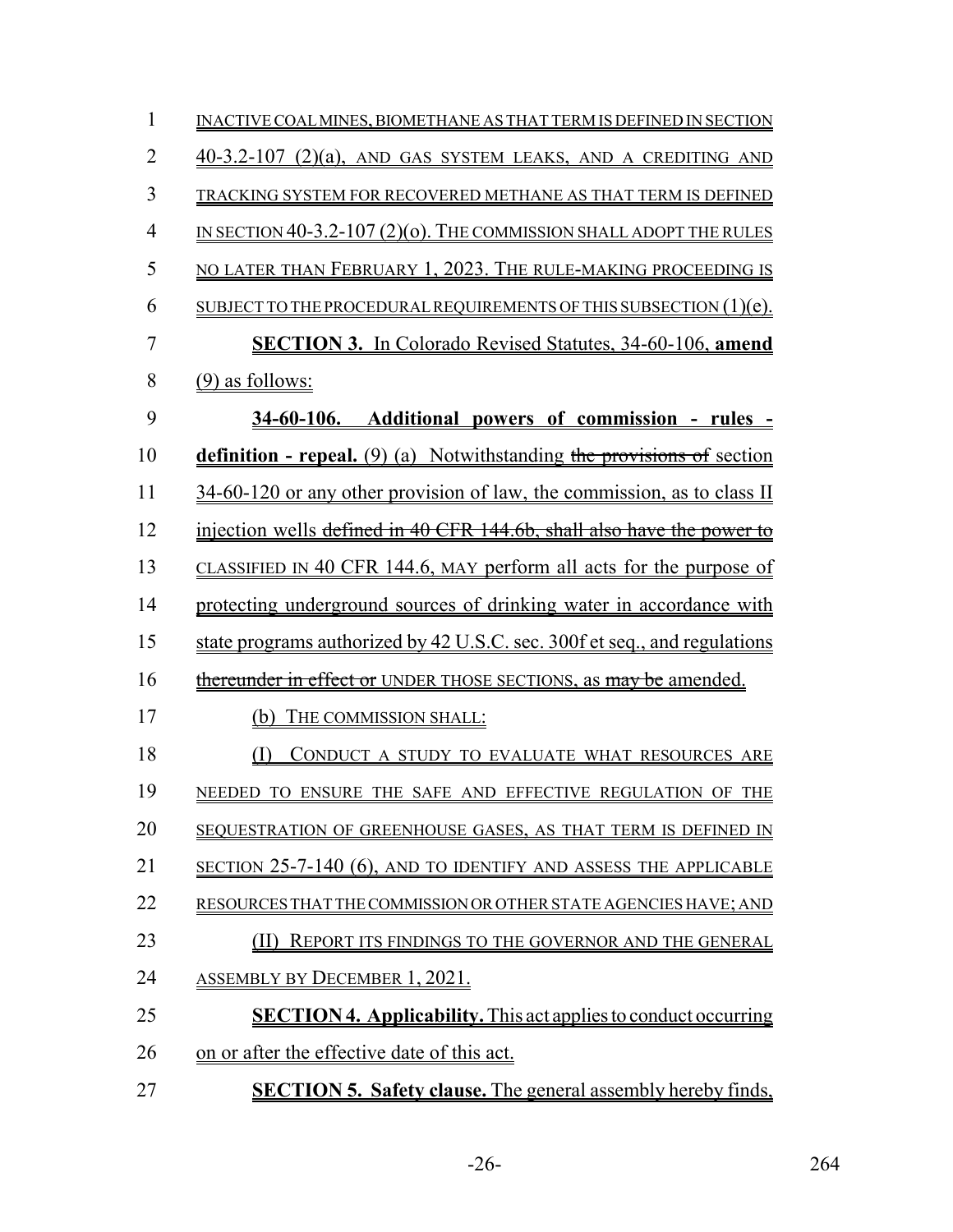INACTIVE COAL MINES, BIOMETHANE AS THAT TERM IS DEFINED IN SECTION 40-3.2-107 (2)(a), AND GAS SYSTEM LEAKS, AND A CREDITING AND TRACKING SYSTEM FOR RECOVERED METHANE AS THAT TERM IS DEFINED IN SECTION 40-3.2-107 (2)(o). THE COMMISSION SHALL ADOPT THE RULES NO LATER THAN FEBRUARY 1, 2023. THE RULE-MAKING PROCEEDING IS SUBJECT TO THE PROCEDURAL REQUIREMENTS OF THIS SUBSECTION (1)(e).

**SECTION 3.** In Colorado Revised Statutes, 34-60-106, **amend** (9) as follows:

**34-60-106. Additional powers of commission - rules - definition - repeal.** (9) (a) Notwithstanding ~~the provisions of~~ section 34-60-120 or any other provision of law, the commission, as to class II injection wells ~~defined in 40 CFR 144.6b, shall also have the power to~~ CLASSIFIED IN 40 CFR 144.6, MAY perform all acts for the purpose of protecting underground sources of drinking water in accordance with state programs authorized by 42 U.S.C. sec. 300f et seq., and regulations ~~thereunder in effect or~~ UNDER THOSE SECTIONS, as ~~may be~~ amended.

(b) THE COMMISSION SHALL:

(I) CONDUCT A STUDY TO EVALUATE WHAT RESOURCES ARE NEEDED TO ENSURE THE SAFE AND EFFECTIVE REGULATION OF THE SEQUESTRATION OF GREENHOUSE GASES, AS THAT TERM IS DEFINED IN SECTION 25-7-140 (6), AND TO IDENTIFY AND ASSESS THE APPLICABLE RESOURCES THAT THE COMMISSION OR OTHER STATE AGENCIES HAVE; AND

(II) REPORT ITS FINDINGS TO THE GOVERNOR AND THE GENERAL ASSEMBLY BY DECEMBER 1, 2021.

**SECTION 4. Applicability.** This act applies to conduct occurring on or after the effective date of this act.

**SECTION 5. Safety clause.** The general assembly hereby finds,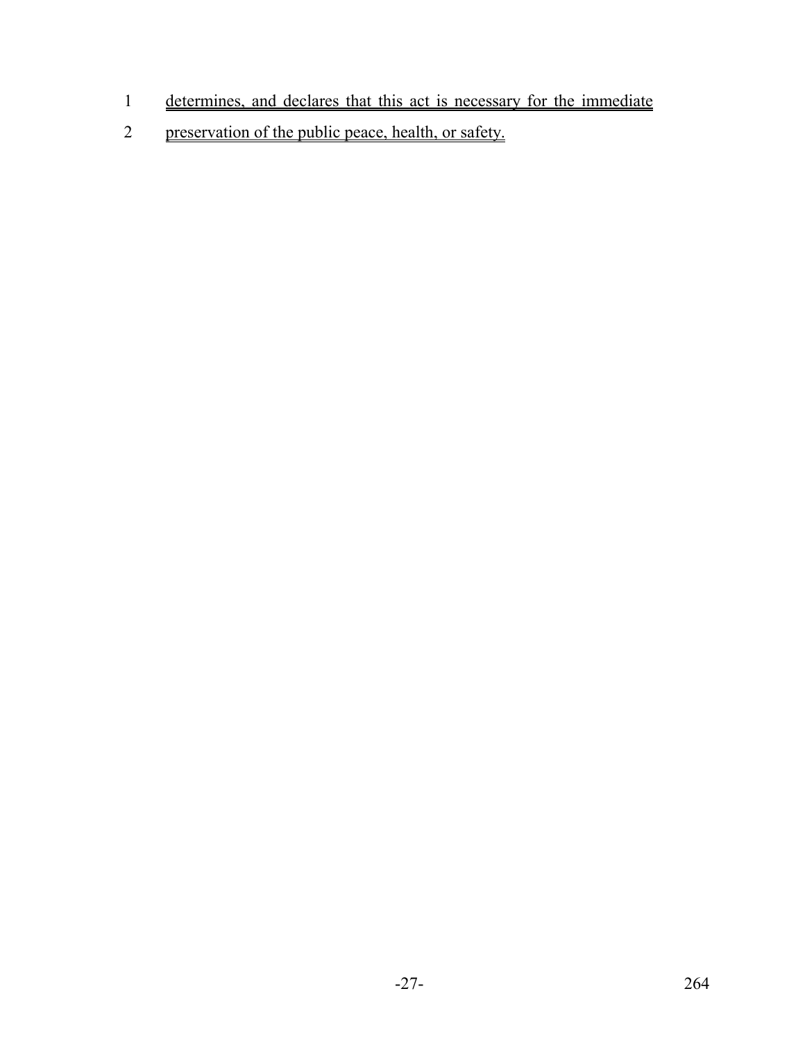determines, and declares that this act is necessary for the immediate preservation of the public peace, health, or safety.